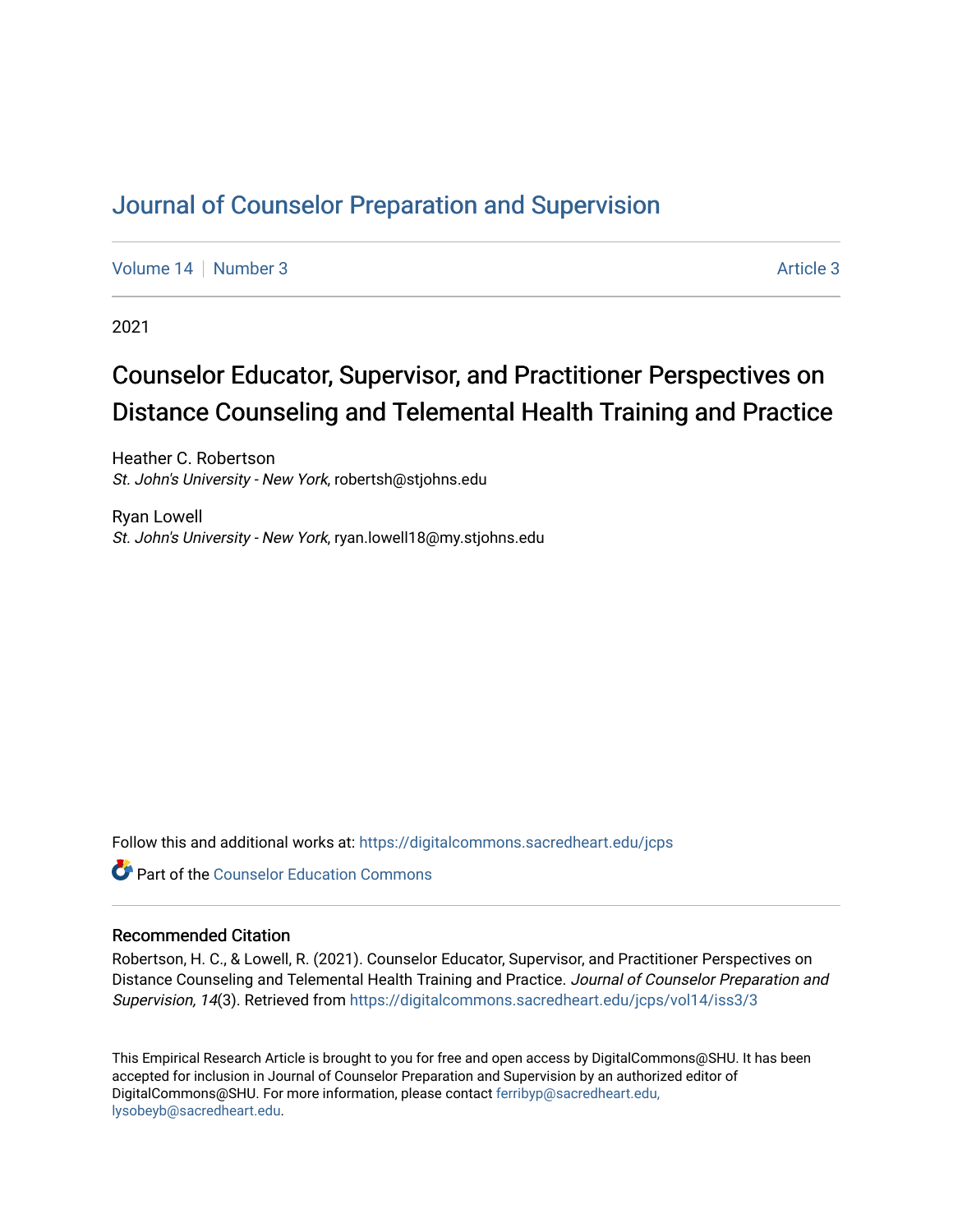# Journal of Counselor Preparation and Supervision

Volume 14 | Number 3 | Article 3

2021

## Counselor Educator, Supervisor, and Practitioner Perspectives on Distance Counseling and Telemental Health Training and Practice

Heather C. Robertson
*St. John's University - New York*, robertsh@stjohns.edu

Ryan Lowell
*St. John's University - New York*, ryan.lowell18@my.stjohns.edu

Follow this and additional works at: https://digitalcommons.sacredheart.edu/jcps

Part of the Counselor Education Commons

### Recommended Citation

Robertson, H. C., & Lowell, R. (2021). Counselor Educator, Supervisor, and Practitioner Perspectives on Distance Counseling and Telemental Health Training and Practice. *Journal of Counselor Preparation and Supervision, 14*(3). Retrieved from https://digitalcommons.sacredheart.edu/jcps/vol14/iss3/3

This Empirical Research Article is brought to you for free and open access by DigitalCommons@SHU. It has been accepted for inclusion in Journal of Counselor Preparation and Supervision by an authorized editor of DigitalCommons@SHU. For more information, please contact ferribyp@sacredheart.edu, lysobeyb@sacredheart.edu.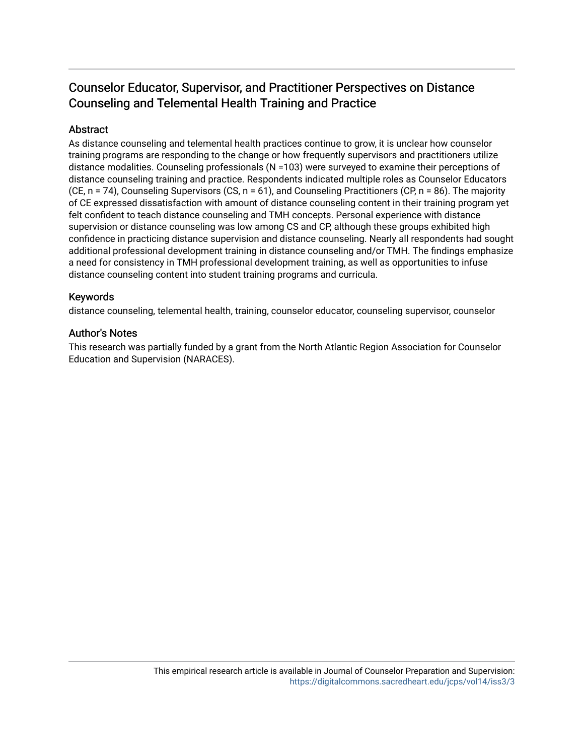# Counselor Educator, Supervisor, and Practitioner Perspectives on Distance Counseling and Telemental Health Training and Practice

## Abstract

As distance counseling and telemental health practices continue to grow, it is unclear how counselor training programs are responding to the change or how frequently supervisors and practitioners utilize distance modalities. Counseling professionals (N =103) were surveyed to examine their perceptions of distance counseling training and practice. Respondents indicated multiple roles as Counselor Educators (CE, n = 74), Counseling Supervisors (CS, n = 61), and Counseling Practitioners (CP, n = 86). The majority of CE expressed dissatisfaction with amount of distance counseling content in their training program yet felt confident to teach distance counseling and TMH concepts. Personal experience with distance supervision or distance counseling was low among CS and CP, although these groups exhibited high confidence in practicing distance supervision and distance counseling. Nearly all respondents had sought additional professional development training in distance counseling and/or TMH. The findings emphasize a need for consistency in TMH professional development training, as well as opportunities to infuse distance counseling content into student training programs and curricula.

## Keywords

distance counseling, telemental health, training, counselor educator, counseling supervisor, counselor

## Author's Notes

This research was partially funded by a grant from the North Atlantic Region Association for Counselor Education and Supervision (NARACES).

This empirical research article is available in Journal of Counselor Preparation and Supervision: https://digitalcommons.sacredheart.edu/jcps/vol14/iss3/3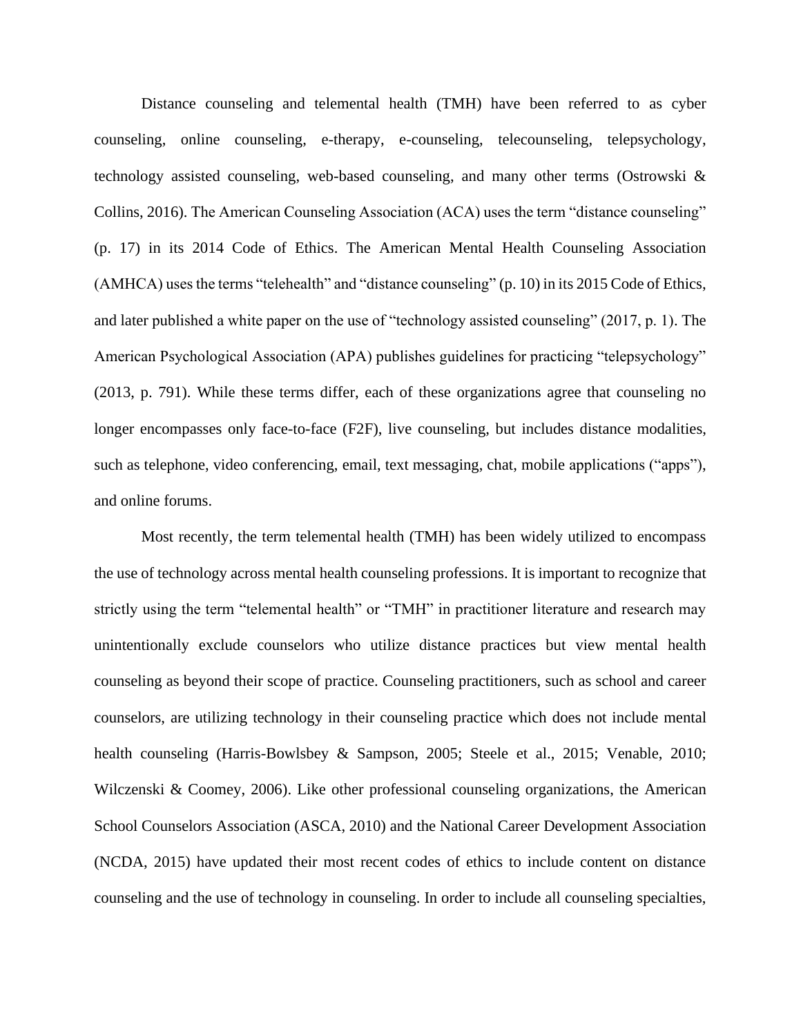Distance counseling and telemental health (TMH) have been referred to as cyber counseling, online counseling, e-therapy, e-counseling, telecounseling, telepsychology, technology assisted counseling, web-based counseling, and many other terms (Ostrowski & Collins, 2016). The American Counseling Association (ACA) uses the term "distance counseling" (p. 17) in its 2014 Code of Ethics. The American Mental Health Counseling Association (AMHCA) uses the terms "telehealth" and "distance counseling" (p. 10) in its 2015 Code of Ethics, and later published a white paper on the use of "technology assisted counseling" (2017, p. 1). The American Psychological Association (APA) publishes guidelines for practicing "telepsychology" (2013, p. 791). While these terms differ, each of these organizations agree that counseling no longer encompasses only face-to-face (F2F), live counseling, but includes distance modalities, such as telephone, video conferencing, email, text messaging, chat, mobile applications ("apps"), and online forums.

Most recently, the term telemental health (TMH) has been widely utilized to encompass the use of technology across mental health counseling professions. It is important to recognize that strictly using the term "telemental health" or "TMH" in practitioner literature and research may unintentionally exclude counselors who utilize distance practices but view mental health counseling as beyond their scope of practice. Counseling practitioners, such as school and career counselors, are utilizing technology in their counseling practice which does not include mental health counseling (Harris-Bowlsbey & Sampson, 2005; Steele et al., 2015; Venable, 2010; Wilczenski & Coomey, 2006). Like other professional counseling organizations, the American School Counselors Association (ASCA, 2010) and the National Career Development Association (NCDA, 2015) have updated their most recent codes of ethics to include content on distance counseling and the use of technology in counseling. In order to include all counseling specialties,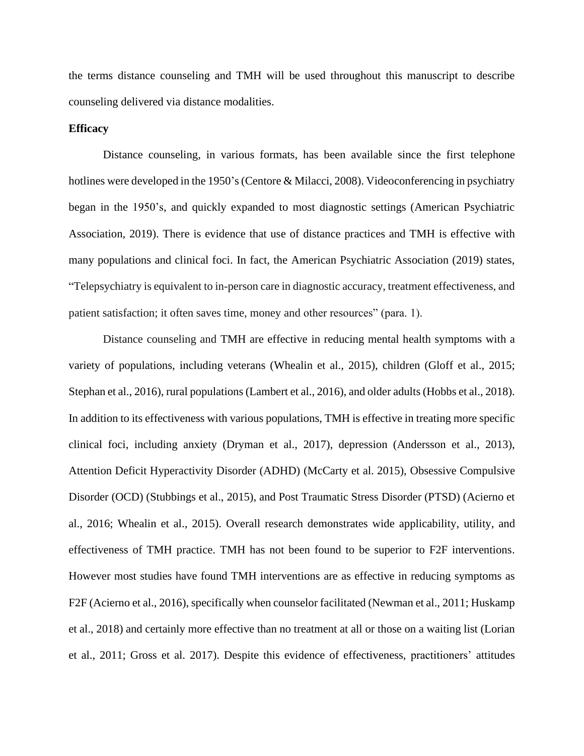the terms distance counseling and TMH will be used throughout this manuscript to describe counseling delivered via distance modalities.

**Efficacy**

Distance counseling, in various formats, has been available since the first telephone hotlines were developed in the 1950's (Centore & Milacci, 2008). Videoconferencing in psychiatry began in the 1950's, and quickly expanded to most diagnostic settings (American Psychiatric Association, 2019). There is evidence that use of distance practices and TMH is effective with many populations and clinical foci. In fact, the American Psychiatric Association (2019) states, "Telepsychiatry is equivalent to in-person care in diagnostic accuracy, treatment effectiveness, and patient satisfaction; it often saves time, money and other resources" (para. 1).

Distance counseling and TMH are effective in reducing mental health symptoms with a variety of populations, including veterans (Whealin et al., 2015), children (Gloff et al., 2015; Stephan et al., 2016), rural populations (Lambert et al., 2016), and older adults (Hobbs et al., 2018). In addition to its effectiveness with various populations, TMH is effective in treating more specific clinical foci, including anxiety (Dryman et al., 2017), depression (Andersson et al., 2013), Attention Deficit Hyperactivity Disorder (ADHD) (McCarty et al. 2015), Obsessive Compulsive Disorder (OCD) (Stubbings et al., 2015), and Post Traumatic Stress Disorder (PTSD) (Acierno et al., 2016; Whealin et al., 2015). Overall research demonstrates wide applicability, utility, and effectiveness of TMH practice. TMH has not been found to be superior to F2F interventions. However most studies have found TMH interventions are as effective in reducing symptoms as F2F (Acierno et al., 2016), specifically when counselor facilitated (Newman et al., 2011; Huskamp et al., 2018) and certainly more effective than no treatment at all or those on a waiting list (Lorian et al., 2011; Gross et al. 2017). Despite this evidence of effectiveness, practitioners' attitudes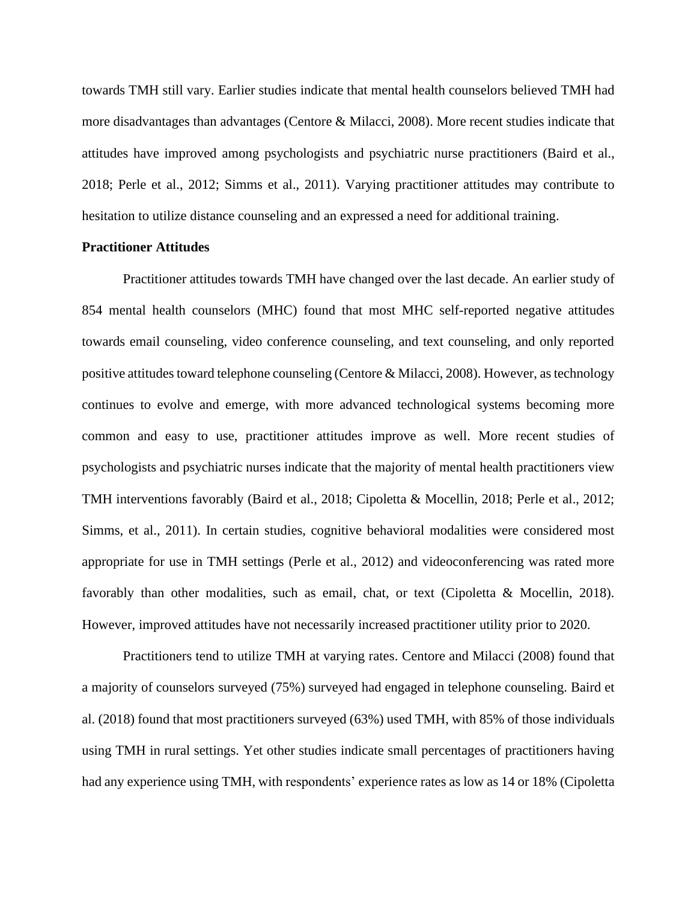towards TMH still vary. Earlier studies indicate that mental health counselors believed TMH had more disadvantages than advantages (Centore & Milacci, 2008). More recent studies indicate that attitudes have improved among psychologists and psychiatric nurse practitioners (Baird et al., 2018; Perle et al., 2012; Simms et al., 2011). Varying practitioner attitudes may contribute to hesitation to utilize distance counseling and an expressed a need for additional training.

**Practitioner Attitudes**

Practitioner attitudes towards TMH have changed over the last decade. An earlier study of 854 mental health counselors (MHC) found that most MHC self-reported negative attitudes towards email counseling, video conference counseling, and text counseling, and only reported positive attitudes toward telephone counseling (Centore & Milacci, 2008). However, as technology continues to evolve and emerge, with more advanced technological systems becoming more common and easy to use, practitioner attitudes improve as well. More recent studies of psychologists and psychiatric nurses indicate that the majority of mental health practitioners view TMH interventions favorably (Baird et al., 2018; Cipoletta & Mocellin, 2018; Perle et al., 2012; Simms, et al., 2011). In certain studies, cognitive behavioral modalities were considered most appropriate for use in TMH settings (Perle et al., 2012) and videoconferencing was rated more favorably than other modalities, such as email, chat, or text (Cipoletta & Mocellin, 2018). However, improved attitudes have not necessarily increased practitioner utility prior to 2020.

Practitioners tend to utilize TMH at varying rates. Centore and Milacci (2008) found that a majority of counselors surveyed (75%) surveyed had engaged in telephone counseling. Baird et al. (2018) found that most practitioners surveyed (63%) used TMH, with 85% of those individuals using TMH in rural settings. Yet other studies indicate small percentages of practitioners having had any experience using TMH, with respondents' experience rates as low as 14 or 18% (Cipoletta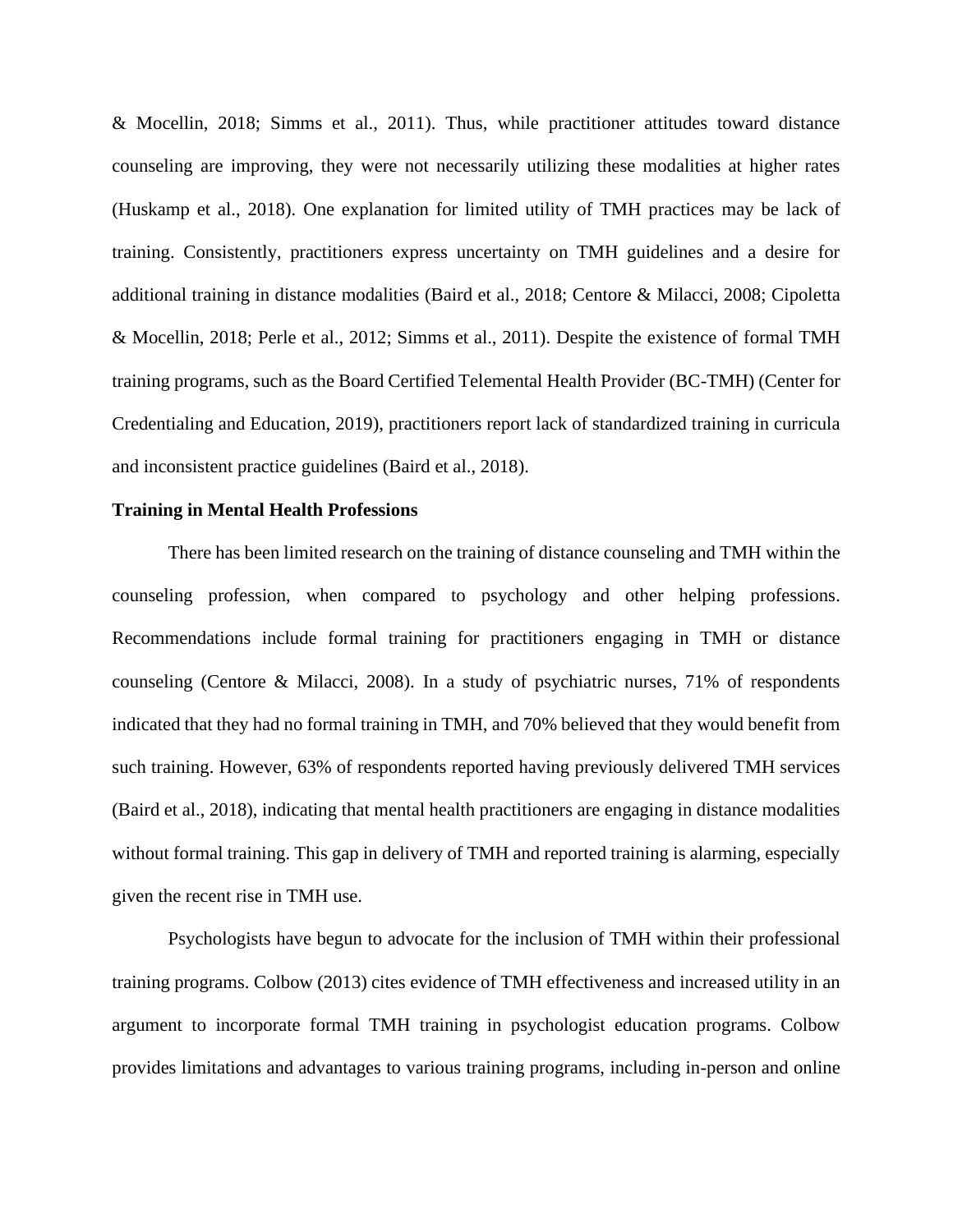& Mocellin, 2018; Simms et al., 2011). Thus, while practitioner attitudes toward distance counseling are improving, they were not necessarily utilizing these modalities at higher rates (Huskamp et al., 2018). One explanation for limited utility of TMH practices may be lack of training. Consistently, practitioners express uncertainty on TMH guidelines and a desire for additional training in distance modalities (Baird et al., 2018; Centore & Milacci, 2008; Cipoletta & Mocellin, 2018; Perle et al., 2012; Simms et al., 2011). Despite the existence of formal TMH training programs, such as the Board Certified Telemental Health Provider (BC-TMH) (Center for Credentialing and Education, 2019), practitioners report lack of standardized training in curricula and inconsistent practice guidelines (Baird et al., 2018).

**Training in Mental Health Professions**

There has been limited research on the training of distance counseling and TMH within the counseling profession, when compared to psychology and other helping professions. Recommendations include formal training for practitioners engaging in TMH or distance counseling (Centore & Milacci, 2008). In a study of psychiatric nurses, 71% of respondents indicated that they had no formal training in TMH, and 70% believed that they would benefit from such training. However, 63% of respondents reported having previously delivered TMH services (Baird et al., 2018), indicating that mental health practitioners are engaging in distance modalities without formal training. This gap in delivery of TMH and reported training is alarming, especially given the recent rise in TMH use.

Psychologists have begun to advocate for the inclusion of TMH within their professional training programs. Colbow (2013) cites evidence of TMH effectiveness and increased utility in an argument to incorporate formal TMH training in psychologist education programs. Colbow provides limitations and advantages to various training programs, including in-person and online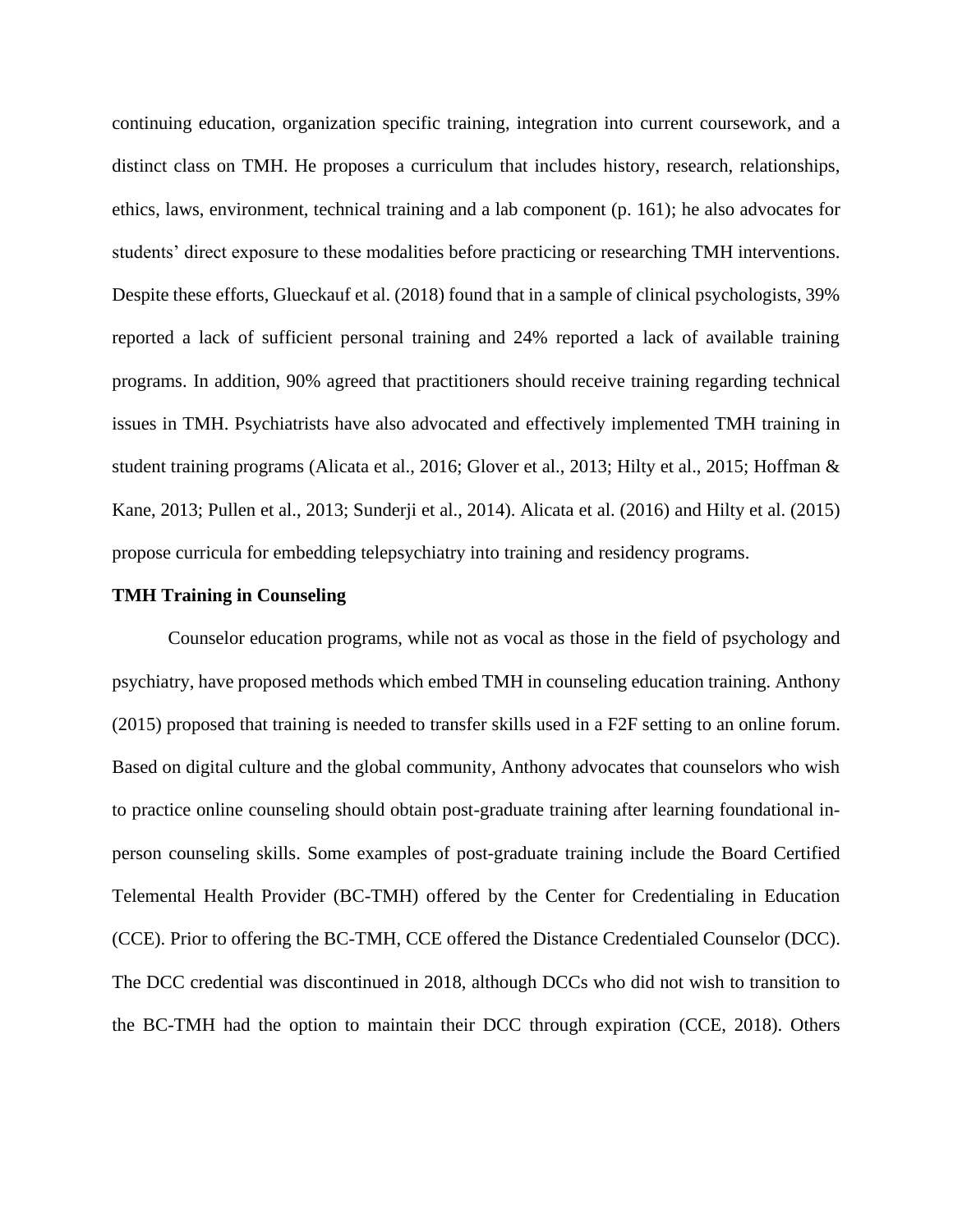continuing education, organization specific training, integration into current coursework, and a distinct class on TMH. He proposes a curriculum that includes history, research, relationships, ethics, laws, environment, technical training and a lab component (p. 161); he also advocates for students' direct exposure to these modalities before practicing or researching TMH interventions. Despite these efforts, Glueckauf et al. (2018) found that in a sample of clinical psychologists, 39% reported a lack of sufficient personal training and 24% reported a lack of available training programs. In addition, 90% agreed that practitioners should receive training regarding technical issues in TMH. Psychiatrists have also advocated and effectively implemented TMH training in student training programs (Alicata et al., 2016; Glover et al., 2013; Hilty et al., 2015; Hoffman & Kane, 2013; Pullen et al., 2013; Sunderji et al., 2014). Alicata et al. (2016) and Hilty et al. (2015) propose curricula for embedding telepsychiatry into training and residency programs.

**TMH Training in Counseling**

Counselor education programs, while not as vocal as those in the field of psychology and psychiatry, have proposed methods which embed TMH in counseling education training. Anthony (2015) proposed that training is needed to transfer skills used in a F2F setting to an online forum. Based on digital culture and the global community, Anthony advocates that counselors who wish to practice online counseling should obtain post-graduate training after learning foundational in-person counseling skills. Some examples of post-graduate training include the Board Certified Telemental Health Provider (BC-TMH) offered by the Center for Credentialing in Education (CCE). Prior to offering the BC-TMH, CCE offered the Distance Credentialed Counselor (DCC). The DCC credential was discontinued in 2018, although DCCs who did not wish to transition to the BC-TMH had the option to maintain their DCC through expiration (CCE, 2018). Others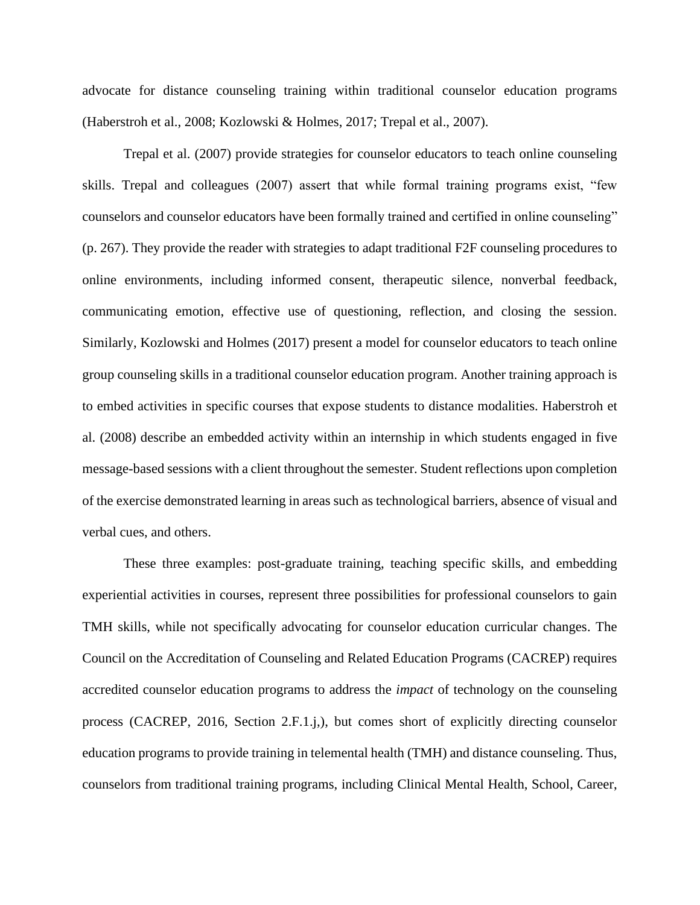advocate for distance counseling training within traditional counselor education programs (Haberstroh et al., 2008; Kozlowski & Holmes, 2017; Trepal et al., 2007).

Trepal et al. (2007) provide strategies for counselor educators to teach online counseling skills. Trepal and colleagues (2007) assert that while formal training programs exist, "few counselors and counselor educators have been formally trained and certified in online counseling" (p. 267). They provide the reader with strategies to adapt traditional F2F counseling procedures to online environments, including informed consent, therapeutic silence, nonverbal feedback, communicating emotion, effective use of questioning, reflection, and closing the session. Similarly, Kozlowski and Holmes (2017) present a model for counselor educators to teach online group counseling skills in a traditional counselor education program. Another training approach is to embed activities in specific courses that expose students to distance modalities. Haberstroh et al. (2008) describe an embedded activity within an internship in which students engaged in five message-based sessions with a client throughout the semester. Student reflections upon completion of the exercise demonstrated learning in areas such as technological barriers, absence of visual and verbal cues, and others.

These three examples: post-graduate training, teaching specific skills, and embedding experiential activities in courses, represent three possibilities for professional counselors to gain TMH skills, while not specifically advocating for counselor education curricular changes. The Council on the Accreditation of Counseling and Related Education Programs (CACREP) requires accredited counselor education programs to address the *impact* of technology on the counseling process (CACREP, 2016, Section 2.F.1.j,), but comes short of explicitly directing counselor education programs to provide training in telemental health (TMH) and distance counseling. Thus, counselors from traditional training programs, including Clinical Mental Health, School, Career,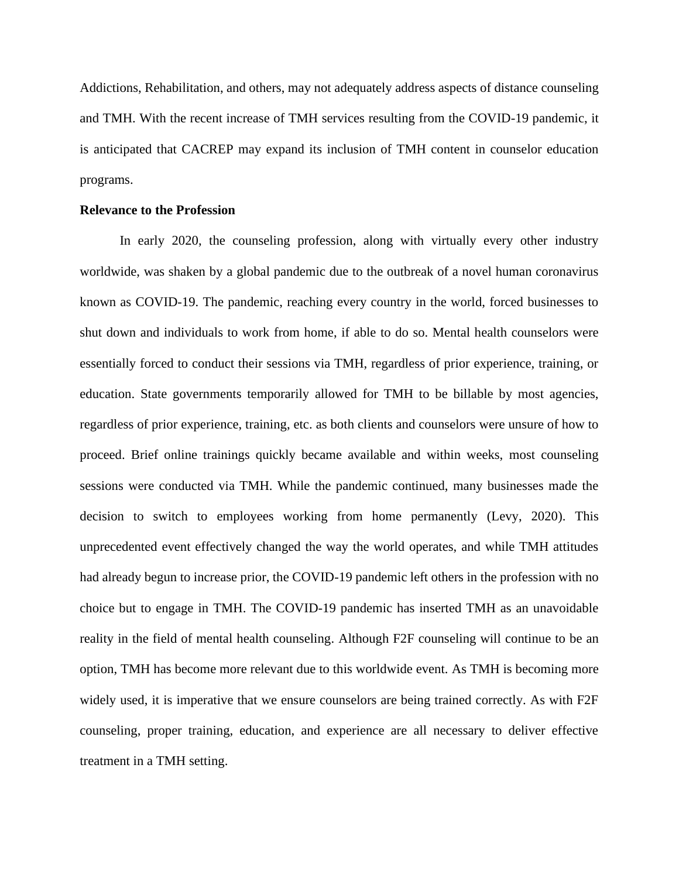Addictions, Rehabilitation, and others, may not adequately address aspects of distance counseling and TMH. With the recent increase of TMH services resulting from the COVID-19 pandemic, it is anticipated that CACREP may expand its inclusion of TMH content in counselor education programs.

**Relevance to the Profession**

In early 2020, the counseling profession, along with virtually every other industry worldwide, was shaken by a global pandemic due to the outbreak of a novel human coronavirus known as COVID-19. The pandemic, reaching every country in the world, forced businesses to shut down and individuals to work from home, if able to do so. Mental health counselors were essentially forced to conduct their sessions via TMH, regardless of prior experience, training, or education. State governments temporarily allowed for TMH to be billable by most agencies, regardless of prior experience, training, etc. as both clients and counselors were unsure of how to proceed. Brief online trainings quickly became available and within weeks, most counseling sessions were conducted via TMH. While the pandemic continued, many businesses made the decision to switch to employees working from home permanently (Levy, 2020). This unprecedented event effectively changed the way the world operates, and while TMH attitudes had already begun to increase prior, the COVID-19 pandemic left others in the profession with no choice but to engage in TMH. The COVID-19 pandemic has inserted TMH as an unavoidable reality in the field of mental health counseling. Although F2F counseling will continue to be an option, TMH has become more relevant due to this worldwide event. As TMH is becoming more widely used, it is imperative that we ensure counselors are being trained correctly. As with F2F counseling, proper training, education, and experience are all necessary to deliver effective treatment in a TMH setting.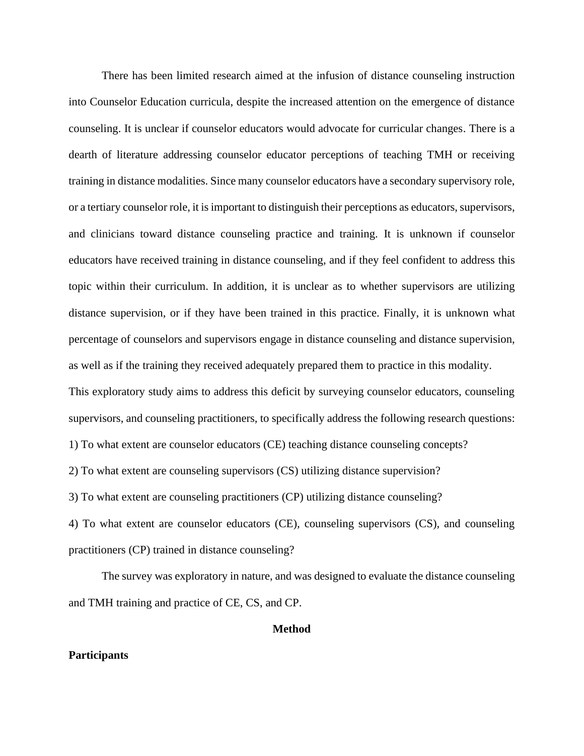There has been limited research aimed at the infusion of distance counseling instruction into Counselor Education curricula, despite the increased attention on the emergence of distance counseling. It is unclear if counselor educators would advocate for curricular changes. There is a dearth of literature addressing counselor educator perceptions of teaching TMH or receiving training in distance modalities. Since many counselor educators have a secondary supervisory role, or a tertiary counselor role, it is important to distinguish their perceptions as educators, supervisors, and clinicians toward distance counseling practice and training. It is unknown if counselor educators have received training in distance counseling, and if they feel confident to address this topic within their curriculum. In addition, it is unclear as to whether supervisors are utilizing distance supervision, or if they have been trained in this practice. Finally, it is unknown what percentage of counselors and supervisors engage in distance counseling and distance supervision, as well as if the training they received adequately prepared them to practice in this modality.

This exploratory study aims to address this deficit by surveying counselor educators, counseling supervisors, and counseling practitioners, to specifically address the following research questions:

1) To what extent are counselor educators (CE) teaching distance counseling concepts?

2) To what extent are counseling supervisors (CS) utilizing distance supervision?

3) To what extent are counseling practitioners (CP) utilizing distance counseling?

4) To what extent are counselor educators (CE), counseling supervisors (CS), and counseling practitioners (CP) trained in distance counseling?

The survey was exploratory in nature, and was designed to evaluate the distance counseling and TMH training and practice of CE, CS, and CP.

# Method

## Participants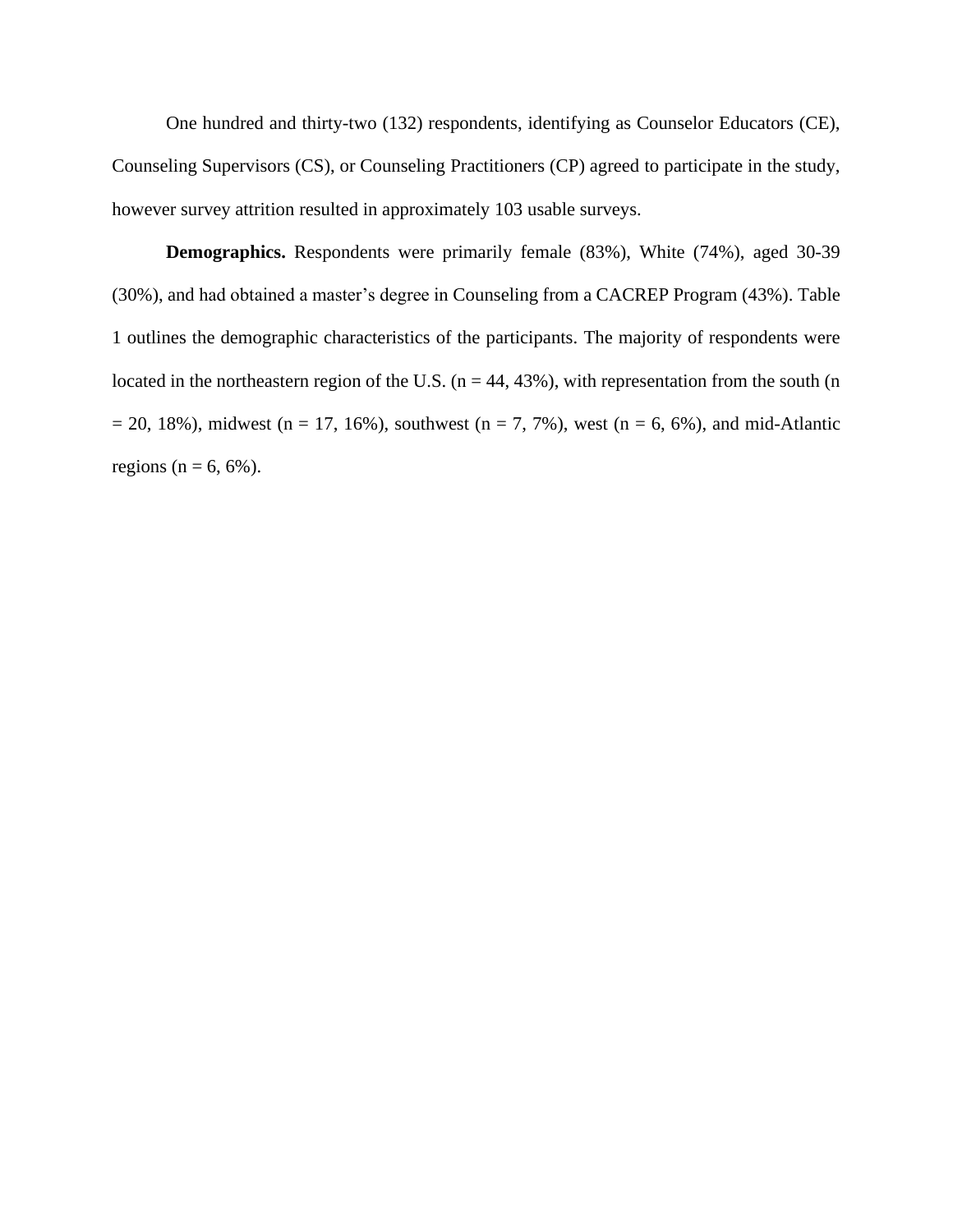One hundred and thirty-two (132) respondents, identifying as Counselor Educators (CE), Counseling Supervisors (CS), or Counseling Practitioners (CP) agreed to participate in the study, however survey attrition resulted in approximately 103 usable surveys.

**Demographics.** Respondents were primarily female (83%), White (74%), aged 30-39 (30%), and had obtained a master's degree in Counseling from a CACREP Program (43%). Table 1 outlines the demographic characteristics of the participants. The majority of respondents were located in the northeastern region of the U.S. (n = 44, 43%), with representation from the south (n = 20, 18%), midwest (n = 17, 16%), southwest (n = 7, 7%), west (n = 6, 6%), and mid-Atlantic regions (n = 6, 6%).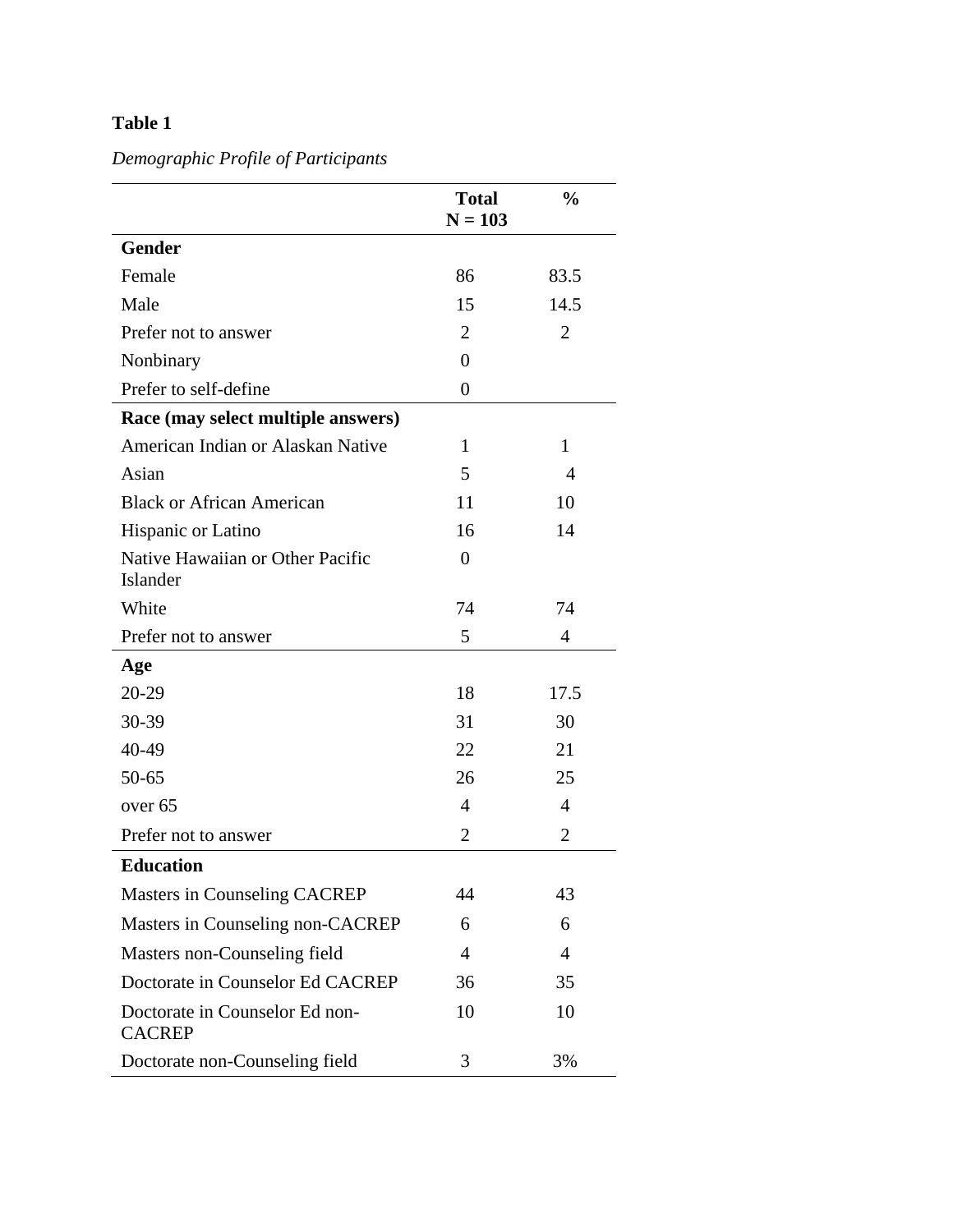**Table 1**

*Demographic Profile of Participants*

| | Total N = 103 | % |
|---|---|---|
| **Gender** | | |
| Female | 86 | 83.5 |
| Male | 15 | 14.5 |
| Prefer not to answer | 2 | 2 |
| Nonbinary | 0 | |
| Prefer to self-define | 0 | |
| **Race (may select multiple answers)** | | |
| American Indian or Alaskan Native | 1 | 1 |
| Asian | 5 | 4 |
| Black or African American | 11 | 10 |
| Hispanic or Latino | 16 | 14 |
| Native Hawaiian or Other Pacific Islander | 0 | |
| White | 74 | 74 |
| Prefer not to answer | 5 | 4 |
| **Age** | | |
| 20-29 | 18 | 17.5 |
| 30-39 | 31 | 30 |
| 40-49 | 22 | 21 |
| 50-65 | 26 | 25 |
| over 65 | 4 | 4 |
| Prefer not to answer | 2 | 2 |
| **Education** | | |
| Masters in Counseling CACREP | 44 | 43 |
| Masters in Counseling non-CACREP | 6 | 6 |
| Masters non-Counseling field | 4 | 4 |
| Doctorate in Counselor Ed CACREP | 36 | 35 |
| Doctorate in Counselor Ed non-CACREP | 10 | 10 |
| Doctorate non-Counseling field | 3 | 3% |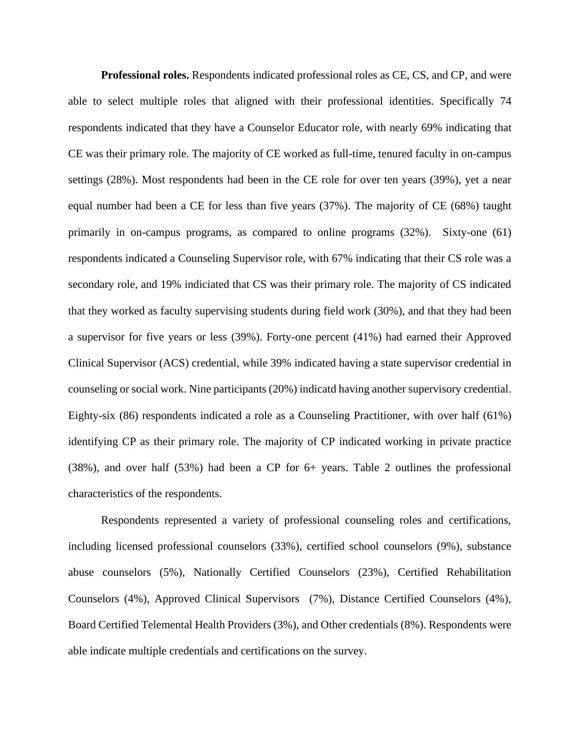**Professional roles.** Respondents indicated professional roles as CE, CS, and CP, and were able to select multiple roles that aligned with their professional identities. Specifically 74 respondents indicated that they have a Counselor Educator role, with nearly 69% indicating that CE was their primary role. The majority of CE worked as full-time, tenured faculty in on-campus settings (28%). Most respondents had been in the CE role for over ten years (39%), yet a near equal number had been a CE for less than five years (37%). The majority of CE (68%) taught primarily in on-campus programs, as compared to online programs (32%). Sixty-one (61) respondents indicated a Counseling Supervisor role, with 67% indicating that their CS role was a secondary role, and 19% indiciated that CS was their primary role. The majority of CS indicated that they worked as faculty supervising students during field work (30%), and that they had been a supervisor for five years or less (39%). Forty-one percent (41%) had earned their Approved Clinical Supervisor (ACS) credential, while 39% indicated having a state supervisor credential in counseling or social work. Nine participants (20%) indicatd having another supervisory credential. Eighty-six (86) respondents indicated a role as a Counseling Practitioner, with over half (61%) identifying CP as their primary role. The majority of CP indicated working in private practice (38%), and over half (53%) had been a CP for 6+ years. Table 2 outlines the professional characteristics of the respondents.

Respondents represented a variety of professional counseling roles and certifications, including licensed professional counselors (33%), certified school counselors (9%), substance abuse counselors (5%), Nationally Certified Counselors (23%), Certified Rehabilitation Counselors (4%), Approved Clinical Supervisors (7%), Distance Certified Counselors (4%), Board Certified Telemental Health Providers (3%), and Other credentials (8%). Respondents were able indicate multiple credentials and certifications on the survey.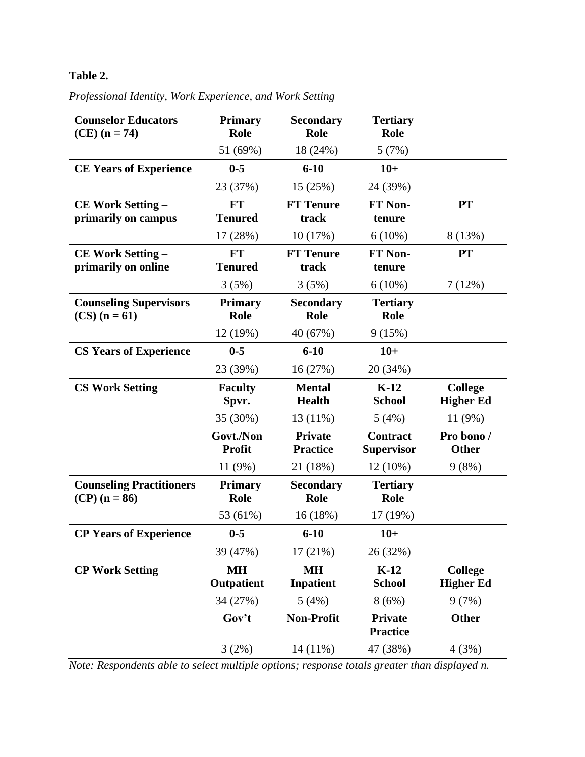**Table 2.**

*Professional Identity, Work Experience, and Work Setting*

| | | | | |
|---|---|---|---|---|
| **Counselor Educators (CE) (n = 74)** | **Primary Role** | **Secondary Role** | **Tertiary Role** | |
| | 51 (69%) | 18 (24%) | 5 (7%) | |
| **CE Years of Experience** | **0-5** | **6-10** | **10+** | |
| | 23 (37%) | 15 (25%) | 24 (39%) | |
| **CE Work Setting – primarily on campus** | **FT Tenured** | **FT Tenure track** | **FT Non-tenure** | **PT** |
| | 17 (28%) | 10 (17%) | 6 (10%) | 8 (13%) |
| **CE Work Setting – primarily on online** | **FT Tenured** | **FT Tenure track** | **FT Non-tenure** | **PT** |
| | 3 (5%) | 3 (5%) | 6 (10%) | 7 (12%) |
| **Counseling Supervisors (CS) (n = 61)** | **Primary Role** | **Secondary Role** | **Tertiary Role** | |
| | 12 (19%) | 40 (67%) | 9 (15%) | |
| **CS Years of Experience** | **0-5** | **6-10** | **10+** | |
| | 23 (39%) | 16 (27%) | 20 (34%) | |
| **CS Work Setting** | **Faculty Spvr.** | **Mental Health** | **K-12 School** | **College Higher Ed** |
| | 35 (30%) | 13 (11%) | 5 (4%) | 11 (9%) |
| | **Govt./Non Profit** | **Private Practice** | **Contract Supervisor** | **Pro bono / Other** |
| | 11 (9%) | 21 (18%) | 12 (10%) | 9 (8%) |
| **Counseling Practitioners (CP) (n = 86)** | **Primary Role** | **Secondary Role** | **Tertiary Role** | |
| | 53 (61%) | 16 (18%) | 17 (19%) | |
| **CP Years of Experience** | **0-5** | **6-10** | **10+** | |
| | 39 (47%) | 17 (21%) | 26 (32%) | |
| **CP Work Setting** | **MH Outpatient** | **MH Inpatient** | **K-12 School** | **College Higher Ed** |
| | 34 (27%) | 5 (4%) | 8 (6%) | 9 (7%) |
| | **Gov't** | **Non-Profit** | **Private Practice** | **Other** |
| | 3 (2%) | 14 (11%) | 47 (38%) | 4 (3%) |

*Note: Respondents able to select multiple options; response totals greater than displayed n.*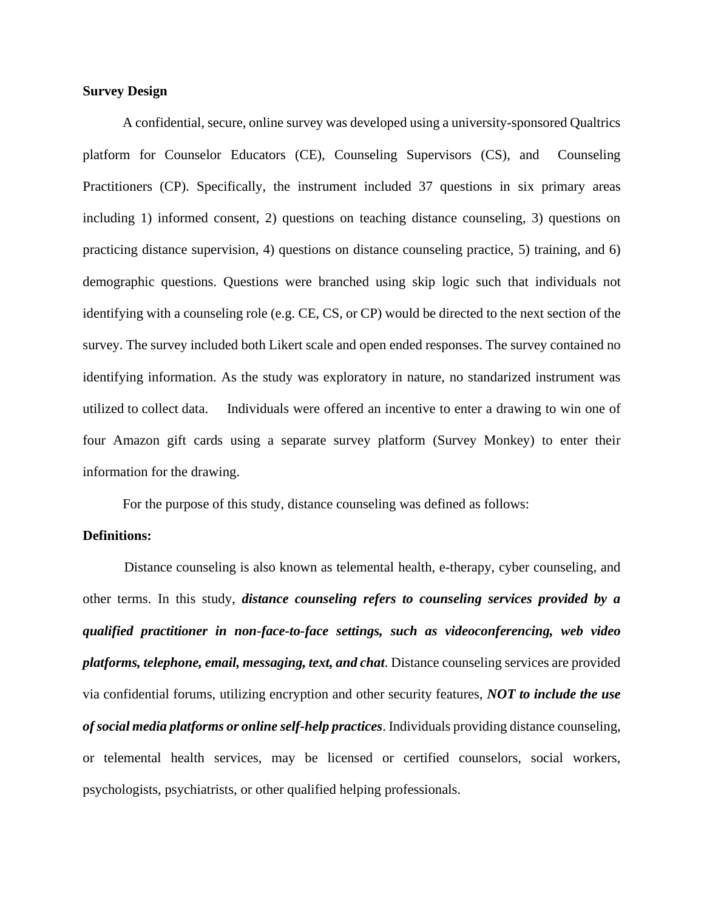**Survey Design**

A confidential, secure, online survey was developed using a university-sponsored Qualtrics platform for Counselor Educators (CE), Counseling Supervisors (CS), and Counseling Practitioners (CP). Specifically, the instrument included 37 questions in six primary areas including 1) informed consent, 2) questions on teaching distance counseling, 3) questions on practicing distance supervision, 4) questions on distance counseling practice, 5) training, and 6) demographic questions. Questions were branched using skip logic such that individuals not identifying with a counseling role (e.g. CE, CS, or CP) would be directed to the next section of the survey. The survey included both Likert scale and open ended responses. The survey contained no identifying information. As the study was exploratory in nature, no standarized instrument was utilized to collect data. Individuals were offered an incentive to enter a drawing to win one of four Amazon gift cards using a separate survey platform (Survey Monkey) to enter their information for the drawing.

For the purpose of this study, distance counseling was defined as follows:

**Definitions:**

Distance counseling is also known as telemental health, e-therapy, cyber counseling, and other terms. In this study, ***distance counseling refers to counseling services provided by a qualified practitioner in non-face-to-face settings, such as videoconferencing, web video platforms, telephone, email, messaging, text, and chat***. Distance counseling services are provided via confidential forums, utilizing encryption and other security features, ***NOT to include the use of social media platforms or online self-help practices***. Individuals providing distance counseling, or telemental health services, may be licensed or certified counselors, social workers, psychologists, psychiatrists, or other qualified helping professionals.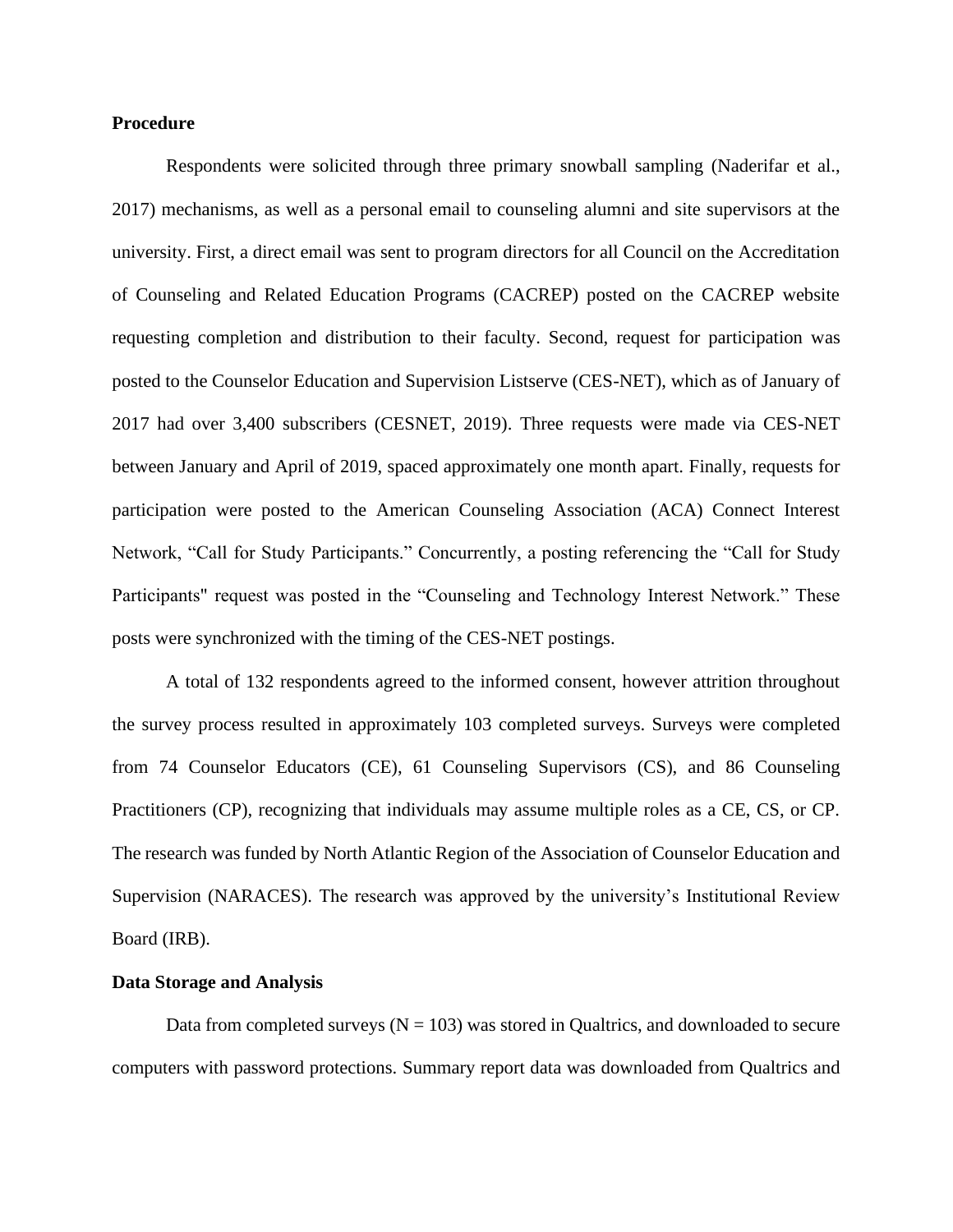**Procedure**

Respondents were solicited through three primary snowball sampling (Naderifar et al., 2017) mechanisms, as well as a personal email to counseling alumni and site supervisors at the university. First, a direct email was sent to program directors for all Council on the Accreditation of Counseling and Related Education Programs (CACREP) posted on the CACREP website requesting completion and distribution to their faculty. Second, request for participation was posted to the Counselor Education and Supervision Listserve (CES-NET), which as of January of 2017 had over 3,400 subscribers (CESNET, 2019). Three requests were made via CES-NET between January and April of 2019, spaced approximately one month apart. Finally, requests for participation were posted to the American Counseling Association (ACA) Connect Interest Network, "Call for Study Participants." Concurrently, a posting referencing the "Call for Study Participants" request was posted in the "Counseling and Technology Interest Network." These posts were synchronized with the timing of the CES-NET postings.

A total of 132 respondents agreed to the informed consent, however attrition throughout the survey process resulted in approximately 103 completed surveys. Surveys were completed from 74 Counselor Educators (CE), 61 Counseling Supervisors (CS), and 86 Counseling Practitioners (CP), recognizing that individuals may assume multiple roles as a CE, CS, or CP. The research was funded by North Atlantic Region of the Association of Counselor Education and Supervision (NARACES). The research was approved by the university's Institutional Review Board (IRB).

**Data Storage and Analysis**

Data from completed surveys ($N = 103$) was stored in Qualtrics, and downloaded to secure computers with password protections. Summary report data was downloaded from Qualtrics and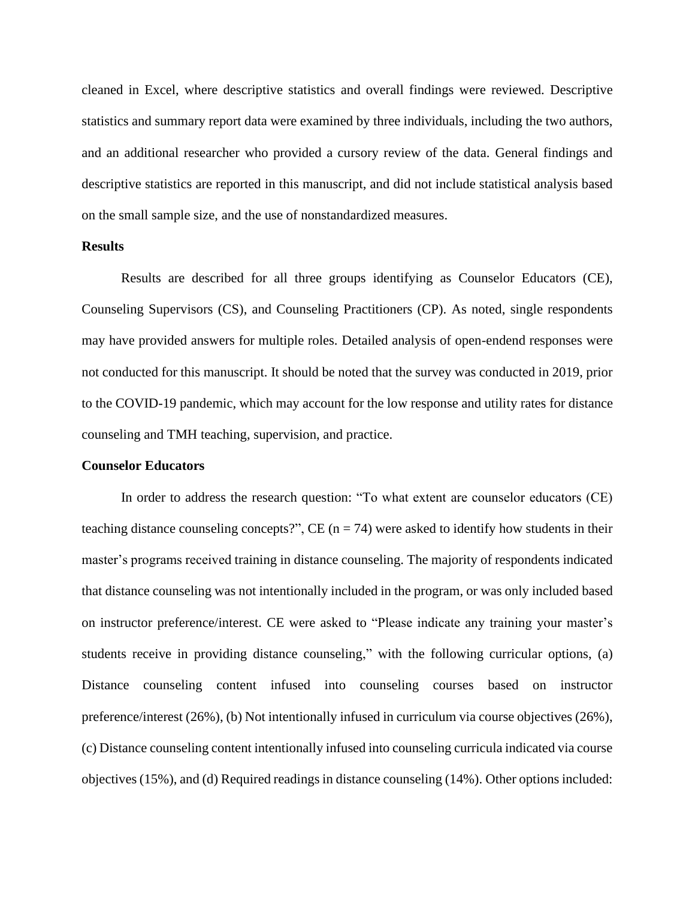cleaned in Excel, where descriptive statistics and overall findings were reviewed. Descriptive statistics and summary report data were examined by three individuals, including the two authors, and an additional researcher who provided a cursory review of the data. General findings and descriptive statistics are reported in this manuscript, and did not include statistical analysis based on the small sample size, and the use of nonstandardized measures.

## Results

Results are described for all three groups identifying as Counselor Educators (CE), Counseling Supervisors (CS), and Counseling Practitioners (CP). As noted, single respondents may have provided answers for multiple roles. Detailed analysis of open-endend responses were not conducted for this manuscript. It should be noted that the survey was conducted in 2019, prior to the COVID-19 pandemic, which may account for the low response and utility rates for distance counseling and TMH teaching, supervision, and practice.

## Counselor Educators

In order to address the research question: "To what extent are counselor educators (CE) teaching distance counseling concepts?", CE ($n = 74$) were asked to identify how students in their master's programs received training in distance counseling. The majority of respondents indicated that distance counseling was not intentionally included in the program, or was only included based on instructor preference/interest. CE were asked to "Please indicate any training your master's students receive in providing distance counseling," with the following curricular options, (a) Distance counseling content infused into counseling courses based on instructor preference/interest (26%), (b) Not intentionally infused in curriculum via course objectives (26%), (c) Distance counseling content intentionally infused into counseling curricula indicated via course objectives (15%), and (d) Required readings in distance counseling (14%). Other options included: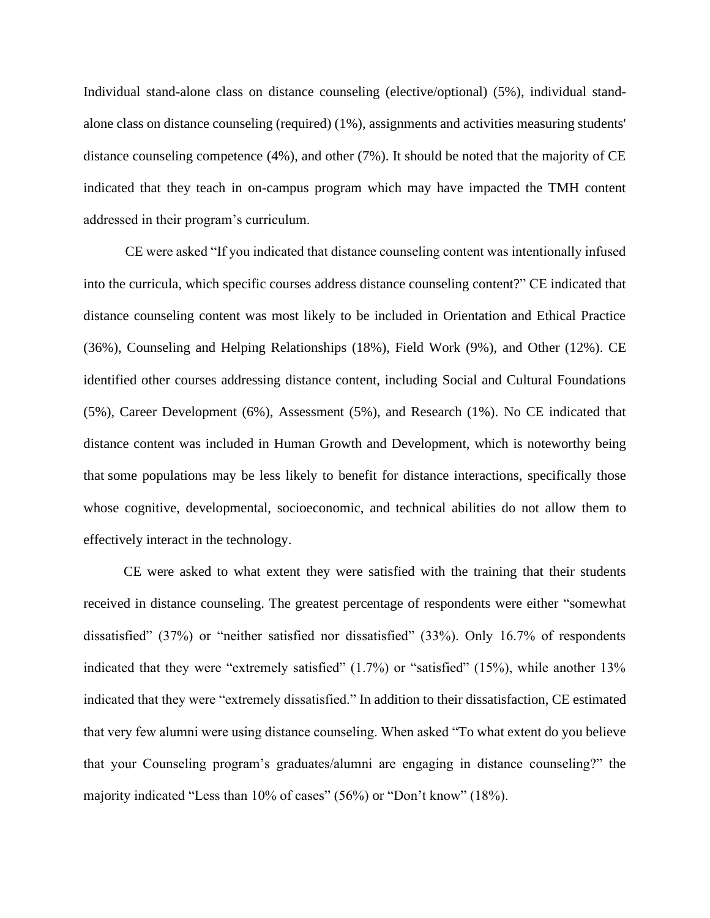Individual stand-alone class on distance counseling (elective/optional) (5%), individual stand-alone class on distance counseling (required) (1%), assignments and activities measuring students' distance counseling competence (4%), and other (7%). It should be noted that the majority of CE indicated that they teach in on-campus program which may have impacted the TMH content addressed in their program's curriculum.

CE were asked "If you indicated that distance counseling content was intentionally infused into the curricula, which specific courses address distance counseling content?" CE indicated that distance counseling content was most likely to be included in Orientation and Ethical Practice (36%), Counseling and Helping Relationships (18%), Field Work (9%), and Other (12%). CE identified other courses addressing distance content, including Social and Cultural Foundations (5%), Career Development (6%), Assessment (5%), and Research (1%). No CE indicated that distance content was included in Human Growth and Development, which is noteworthy being that some populations may be less likely to benefit for distance interactions, specifically those whose cognitive, developmental, socioeconomic, and technical abilities do not allow them to effectively interact in the technology.

CE were asked to what extent they were satisfied with the training that their students received in distance counseling. The greatest percentage of respondents were either "somewhat dissatisfied" (37%) or "neither satisfied nor dissatisfied" (33%). Only 16.7% of respondents indicated that they were "extremely satisfied" (1.7%) or "satisfied" (15%), while another 13% indicated that they were "extremely dissatisfied." In addition to their dissatisfaction, CE estimated that very few alumni were using distance counseling. When asked "To what extent do you believe that your Counseling program's graduates/alumni are engaging in distance counseling?" the majority indicated "Less than 10% of cases" (56%) or "Don't know" (18%).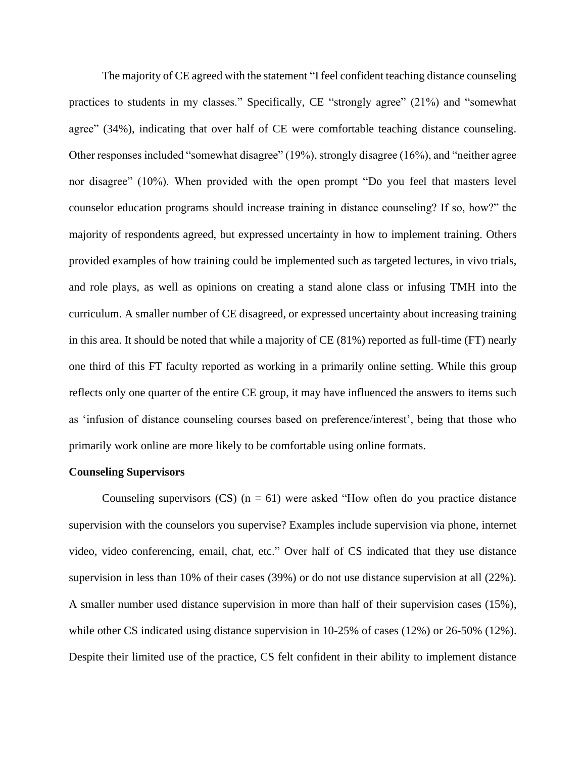The majority of CE agreed with the statement "I feel confident teaching distance counseling practices to students in my classes." Specifically, CE "strongly agree" (21%) and "somewhat agree" (34%), indicating that over half of CE were comfortable teaching distance counseling. Other responses included "somewhat disagree" (19%), strongly disagree (16%), and "neither agree nor disagree" (10%). When provided with the open prompt "Do you feel that masters level counselor education programs should increase training in distance counseling? If so, how?" the majority of respondents agreed, but expressed uncertainty in how to implement training. Others provided examples of how training could be implemented such as targeted lectures, in vivo trials, and role plays, as well as opinions on creating a stand alone class or infusing TMH into the curriculum. A smaller number of CE disagreed, or expressed uncertainty about increasing training in this area. It should be noted that while a majority of CE (81%) reported as full-time (FT) nearly one third of this FT faculty reported as working in a primarily online setting. While this group reflects only one quarter of the entire CE group, it may have influenced the answers to items such as 'infusion of distance counseling courses based on preference/interest', being that those who primarily work online are more likely to be comfortable using online formats.

**Counseling Supervisors**

Counseling supervisors (CS) (n = 61) were asked "How often do you practice distance supervision with the counselors you supervise? Examples include supervision via phone, internet video, video conferencing, email, chat, etc." Over half of CS indicated that they use distance supervision in less than 10% of their cases (39%) or do not use distance supervision at all (22%). A smaller number used distance supervision in more than half of their supervision cases (15%), while other CS indicated using distance supervision in 10-25% of cases (12%) or 26-50% (12%). Despite their limited use of the practice, CS felt confident in their ability to implement distance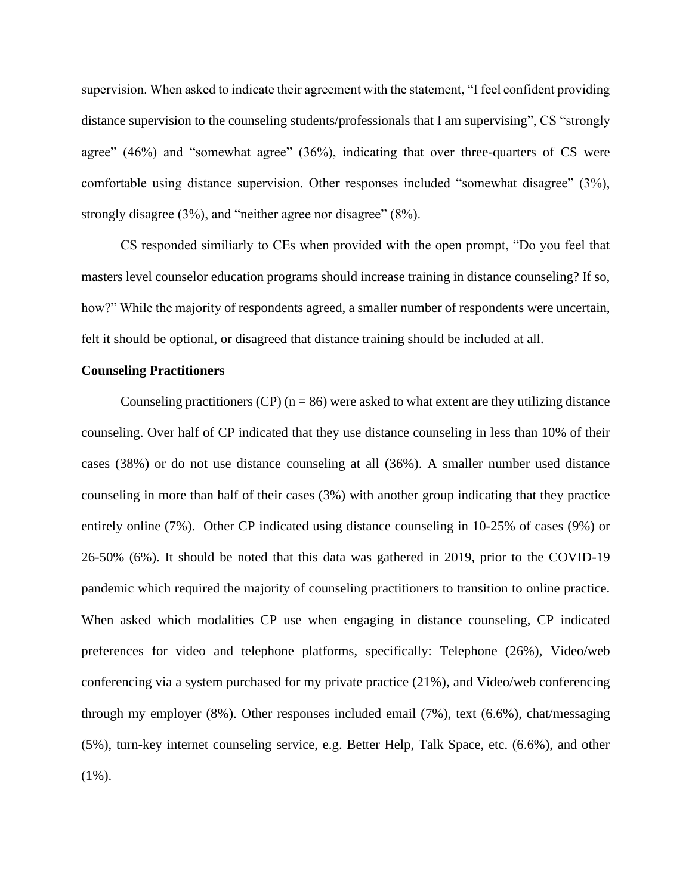supervision. When asked to indicate their agreement with the statement, "I feel confident providing distance supervision to the counseling students/professionals that I am supervising", CS "strongly agree" (46%) and "somewhat agree" (36%), indicating that over three-quarters of CS were comfortable using distance supervision. Other responses included "somewhat disagree" (3%), strongly disagree (3%), and "neither agree nor disagree" (8%).

CS responded similiarly to CEs when provided with the open prompt, "Do you feel that masters level counselor education programs should increase training in distance counseling? If so, how?" While the majority of respondents agreed, a smaller number of respondents were uncertain, felt it should be optional, or disagreed that distance training should be included at all.

**Counseling Practitioners**

Counseling practitioners (CP) (n = 86) were asked to what extent are they utilizing distance counseling. Over half of CP indicated that they use distance counseling in less than 10% of their cases (38%) or do not use distance counseling at all (36%). A smaller number used distance counseling in more than half of their cases (3%) with another group indicating that they practice entirely online (7%). Other CP indicated using distance counseling in 10-25% of cases (9%) or 26-50% (6%). It should be noted that this data was gathered in 2019, prior to the COVID-19 pandemic which required the majority of counseling practitioners to transition to online practice. When asked which modalities CP use when engaging in distance counseling, CP indicated preferences for video and telephone platforms, specifically: Telephone (26%), Video/web conferencing via a system purchased for my private practice (21%), and Video/web conferencing through my employer (8%). Other responses included email (7%), text (6.6%), chat/messaging (5%), turn-key internet counseling service, e.g. Better Help, Talk Space, etc. (6.6%), and other (1%).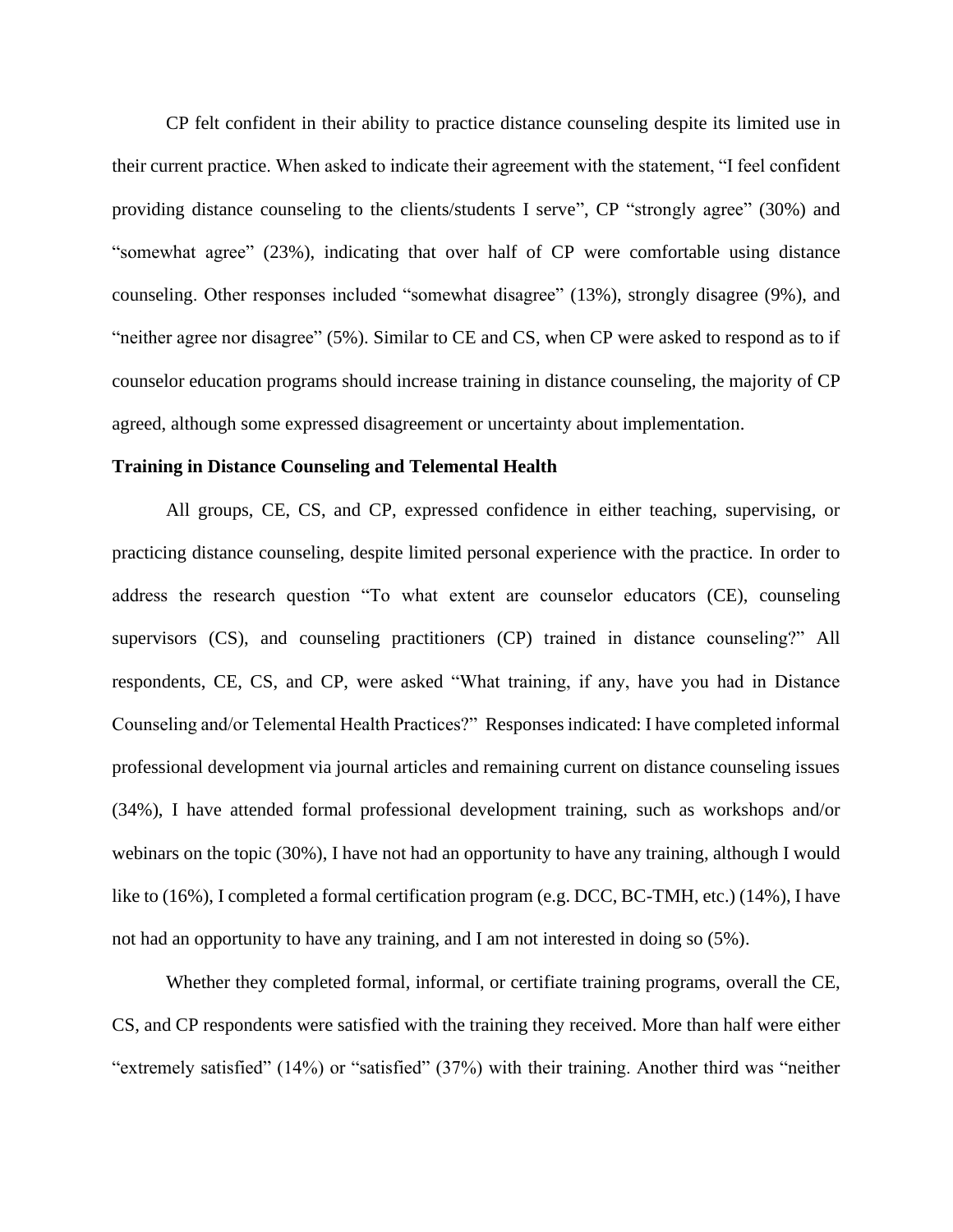CP felt confident in their ability to practice distance counseling despite its limited use in their current practice. When asked to indicate their agreement with the statement, “I feel confident providing distance counseling to the clients/students I serve”, CP “strongly agree” (30%) and “somewhat agree” (23%), indicating that over half of CP were comfortable using distance counseling. Other responses included “somewhat disagree” (13%), strongly disagree (9%), and “neither agree nor disagree” (5%). Similar to CE and CS, when CP were asked to respond as to if counselor education programs should increase training in distance counseling, the majority of CP agreed, although some expressed disagreement or uncertainty about implementation.

**Training in Distance Counseling and Telemental Health**

All groups, CE, CS, and CP, expressed confidence in either teaching, supervising, or practicing distance counseling, despite limited personal experience with the practice. In order to address the research question “To what extent are counselor educators (CE), counseling supervisors (CS), and counseling practitioners (CP) trained in distance counseling?” All respondents, CE, CS, and CP, were asked “What training, if any, have you had in Distance Counseling and/or Telemental Health Practices?” Responses indicated: I have completed informal professional development via journal articles and remaining current on distance counseling issues (34%), I have attended formal professional development training, such as workshops and/or webinars on the topic (30%), I have not had an opportunity to have any training, although I would like to (16%), I completed a formal certification program (e.g. DCC, BC-TMH, etc.) (14%), I have not had an opportunity to have any training, and I am not interested in doing so (5%).

Whether they completed formal, informal, or certificate training programs, overall the CE, CS, and CP respondents were satisfied with the training they received. More than half were either “extremely satisfied” (14%) or “satisfied” (37%) with their training. Another third was “neither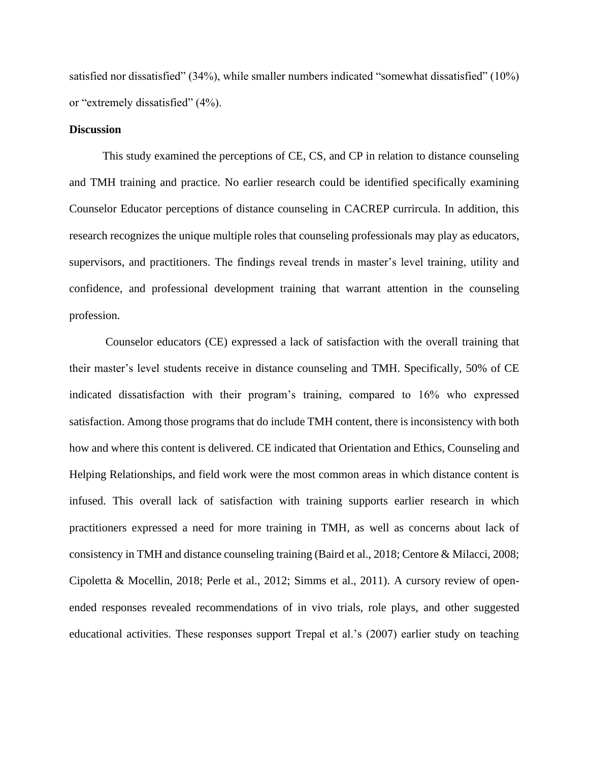satisfied nor dissatisfied" (34%), while smaller numbers indicated "somewhat dissatisfied" (10%) or "extremely dissatisfied" (4%).

**Discussion**

This study examined the perceptions of CE, CS, and CP in relation to distance counseling and TMH training and practice. No earlier research could be identified specifically examining Counselor Educator perceptions of distance counseling in CACREP currircula. In addition, this research recognizes the unique multiple roles that counseling professionals may play as educators, supervisors, and practitioners. The findings reveal trends in master's level training, utility and confidence, and professional development training that warrant attention in the counseling profession.

Counselor educators (CE) expressed a lack of satisfaction with the overall training that their master's level students receive in distance counseling and TMH. Specifically, 50% of CE indicated dissatisfaction with their program's training, compared to 16% who expressed satisfaction. Among those programs that do include TMH content, there is inconsistency with both how and where this content is delivered. CE indicated that Orientation and Ethics, Counseling and Helping Relationships, and field work were the most common areas in which distance content is infused. This overall lack of satisfaction with training supports earlier research in which practitioners expressed a need for more training in TMH, as well as concerns about lack of consistency in TMH and distance counseling training (Baird et al., 2018; Centore & Milacci, 2008; Cipoletta & Mocellin, 2018; Perle et al., 2012; Simms et al., 2011). A cursory review of open-ended responses revealed recommendations of in vivo trials, role plays, and other suggested educational activities. These responses support Trepal et al.'s (2007) earlier study on teaching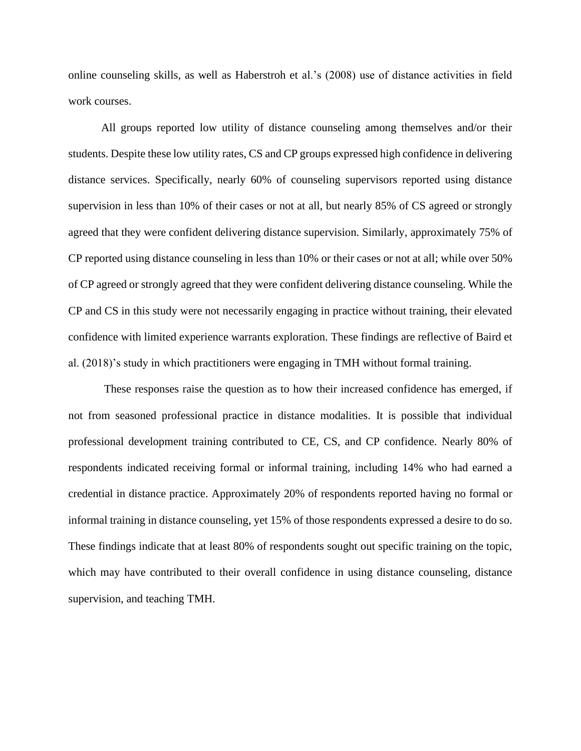online counseling skills, as well as Haberstroh et al.'s (2008) use of distance activities in field work courses.

All groups reported low utility of distance counseling among themselves and/or their students. Despite these low utility rates, CS and CP groups expressed high confidence in delivering distance services. Specifically, nearly 60% of counseling supervisors reported using distance supervision in less than 10% of their cases or not at all, but nearly 85% of CS agreed or strongly agreed that they were confident delivering distance supervision. Similarly, approximately 75% of CP reported using distance counseling in less than 10% or their cases or not at all; while over 50% of CP agreed or strongly agreed that they were confident delivering distance counseling. While the CP and CS in this study were not necessarily engaging in practice without training, their elevated confidence with limited experience warrants exploration. These findings are reflective of Baird et al. (2018)'s study in which practitioners were engaging in TMH without formal training.

These responses raise the question as to how their increased confidence has emerged, if not from seasoned professional practice in distance modalities. It is possible that individual professional development training contributed to CE, CS, and CP confidence. Nearly 80% of respondents indicated receiving formal or informal training, including 14% who had earned a credential in distance practice. Approximately 20% of respondents reported having no formal or informal training in distance counseling, yet 15% of those respondents expressed a desire to do so. These findings indicate that at least 80% of respondents sought out specific training on the topic, which may have contributed to their overall confidence in using distance counseling, distance supervision, and teaching TMH.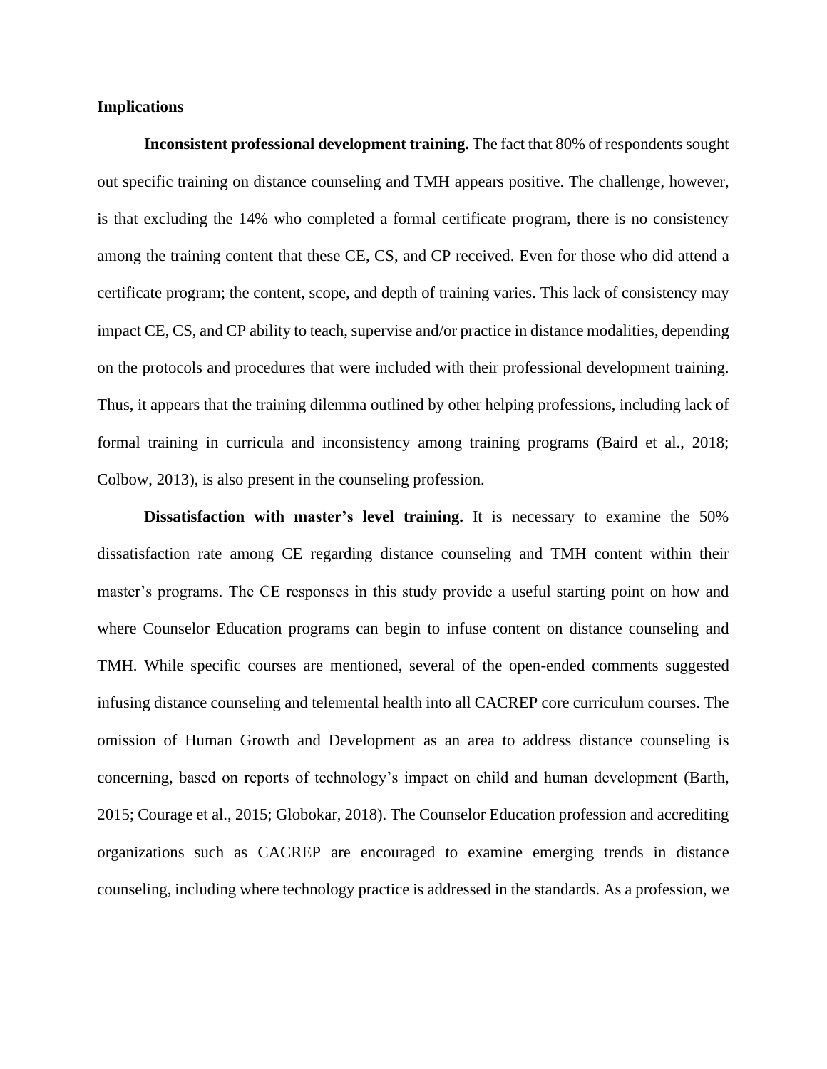**Implications**

**Inconsistent professional development training.** The fact that 80% of respondents sought out specific training on distance counseling and TMH appears positive. The challenge, however, is that excluding the 14% who completed a formal certificate program, there is no consistency among the training content that these CE, CS, and CP received. Even for those who did attend a certificate program; the content, scope, and depth of training varies. This lack of consistency may impact CE, CS, and CP ability to teach, supervise and/or practice in distance modalities, depending on the protocols and procedures that were included with their professional development training. Thus, it appears that the training dilemma outlined by other helping professions, including lack of formal training in curricula and inconsistency among training programs (Baird et al., 2018; Colbow, 2013), is also present in the counseling profession.

**Dissatisfaction with master's level training.** It is necessary to examine the 50% dissatisfaction rate among CE regarding distance counseling and TMH content within their master's programs. The CE responses in this study provide a useful starting point on how and where Counselor Education programs can begin to infuse content on distance counseling and TMH. While specific courses are mentioned, several of the open-ended comments suggested infusing distance counseling and telemental health into all CACREP core curriculum courses. The omission of Human Growth and Development as an area to address distance counseling is concerning, based on reports of technology's impact on child and human development (Barth, 2015; Courage et al., 2015; Globokar, 2018). The Counselor Education profession and accrediting organizations such as CACREP are encouraged to examine emerging trends in distance counseling, including where technology practice is addressed in the standards. As a profession, we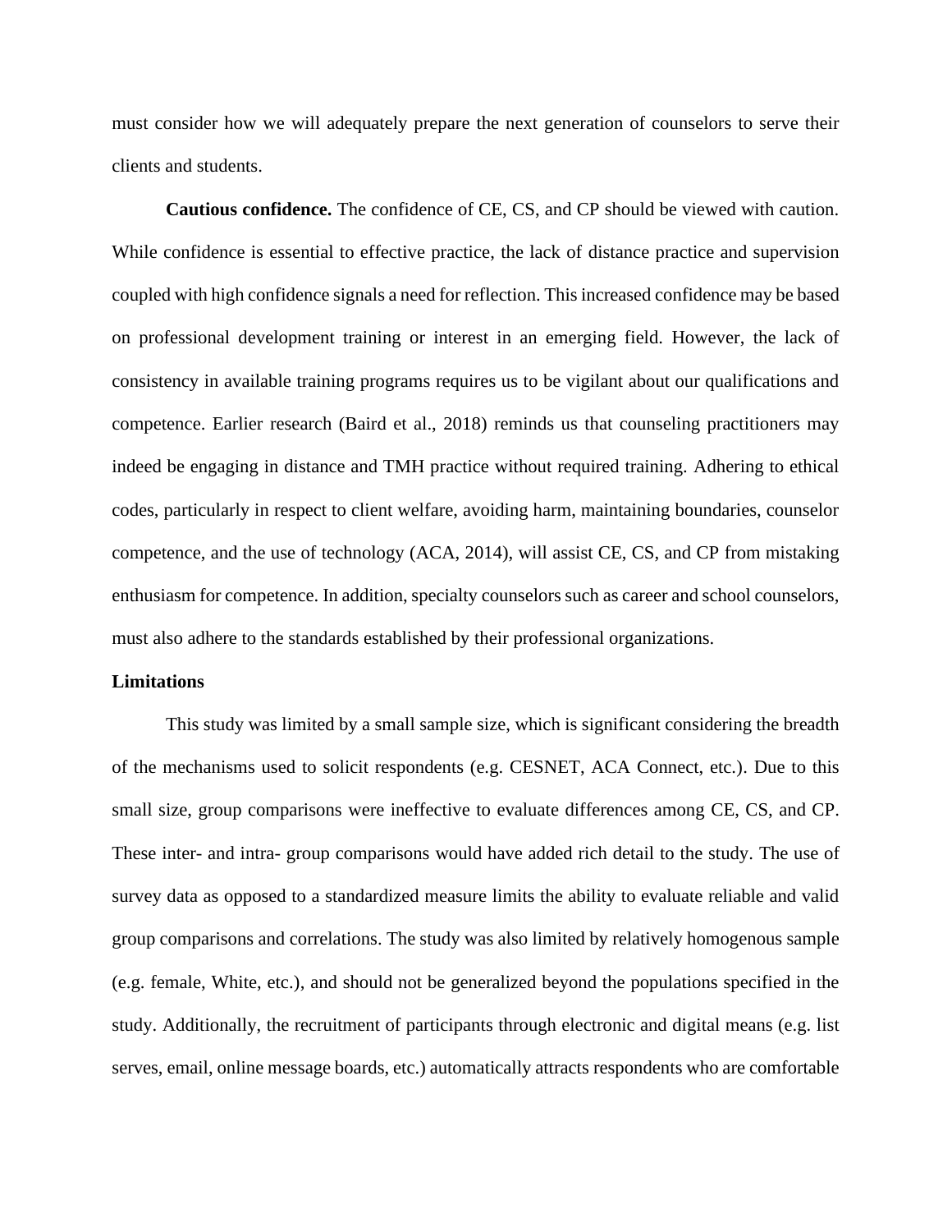must consider how we will adequately prepare the next generation of counselors to serve their clients and students.

**Cautious confidence.** The confidence of CE, CS, and CP should be viewed with caution. While confidence is essential to effective practice, the lack of distance practice and supervision coupled with high confidence signals a need for reflection. This increased confidence may be based on professional development training or interest in an emerging field. However, the lack of consistency in available training programs requires us to be vigilant about our qualifications and competence. Earlier research (Baird et al., 2018) reminds us that counseling practitioners may indeed be engaging in distance and TMH practice without required training. Adhering to ethical codes, particularly in respect to client welfare, avoiding harm, maintaining boundaries, counselor competence, and the use of technology (ACA, 2014), will assist CE, CS, and CP from mistaking enthusiasm for competence. In addition, specialty counselors such as career and school counselors, must also adhere to the standards established by their professional organizations.

**Limitations**

This study was limited by a small sample size, which is significant considering the breadth of the mechanisms used to solicit respondents (e.g. CESNET, ACA Connect, etc.). Due to this small size, group comparisons were ineffective to evaluate differences among CE, CS, and CP. These inter- and intra- group comparisons would have added rich detail to the study. The use of survey data as opposed to a standardized measure limits the ability to evaluate reliable and valid group comparisons and correlations. The study was also limited by relatively homogenous sample (e.g. female, White, etc.), and should not be generalized beyond the populations specified in the study. Additionally, the recruitment of participants through electronic and digital means (e.g. list serves, email, online message boards, etc.) automatically attracts respondents who are comfortable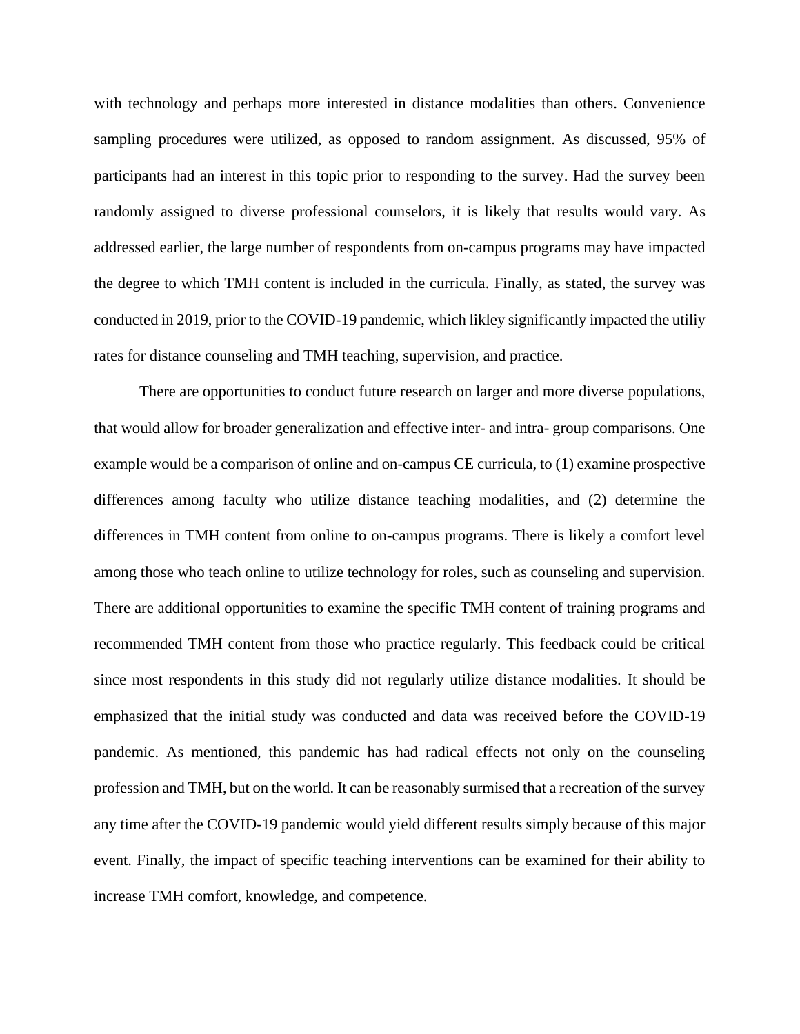with technology and perhaps more interested in distance modalities than others. Convenience sampling procedures were utilized, as opposed to random assignment. As discussed, 95% of participants had an interest in this topic prior to responding to the survey. Had the survey been randomly assigned to diverse professional counselors, it is likely that results would vary. As addressed earlier, the large number of respondents from on-campus programs may have impacted the degree to which TMH content is included in the curricula. Finally, as stated, the survey was conducted in 2019, prior to the COVID-19 pandemic, which likley significantly impacted the utiliy rates for distance counseling and TMH teaching, supervision, and practice.

There are opportunities to conduct future research on larger and more diverse populations, that would allow for broader generalization and effective inter- and intra- group comparisons. One example would be a comparison of online and on-campus CE curricula, to (1) examine prospective differences among faculty who utilize distance teaching modalities, and (2) determine the differences in TMH content from online to on-campus programs. There is likely a comfort level among those who teach online to utilize technology for roles, such as counseling and supervision. There are additional opportunities to examine the specific TMH content of training programs and recommended TMH content from those who practice regularly. This feedback could be critical since most respondents in this study did not regularly utilize distance modalities. It should be emphasized that the initial study was conducted and data was received before the COVID-19 pandemic. As mentioned, this pandemic has had radical effects not only on the counseling profession and TMH, but on the world. It can be reasonably surmised that a recreation of the survey any time after the COVID-19 pandemic would yield different results simply because of this major event. Finally, the impact of specific teaching interventions can be examined for their ability to increase TMH comfort, knowledge, and competence.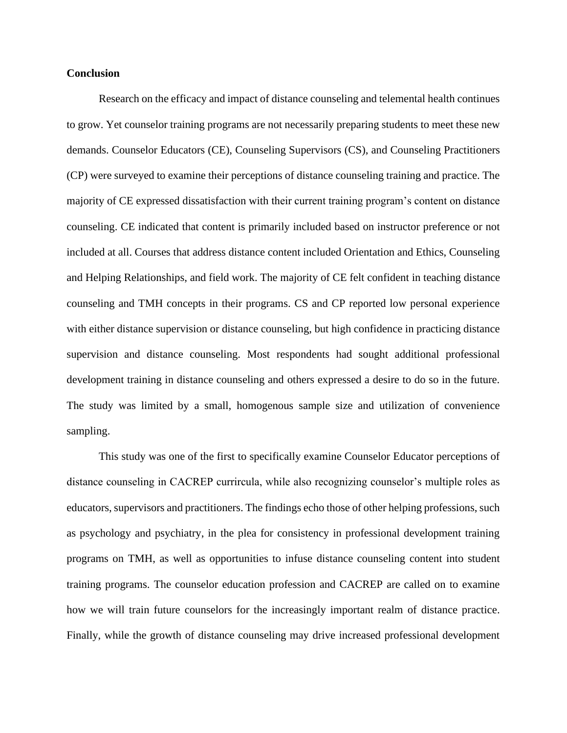**Conclusion**

Research on the efficacy and impact of distance counseling and telemental health continues to grow. Yet counselor training programs are not necessarily preparing students to meet these new demands. Counselor Educators (CE), Counseling Supervisors (CS), and Counseling Practitioners (CP) were surveyed to examine their perceptions of distance counseling training and practice. The majority of CE expressed dissatisfaction with their current training program's content on distance counseling. CE indicated that content is primarily included based on instructor preference or not included at all. Courses that address distance content included Orientation and Ethics, Counseling and Helping Relationships, and field work. The majority of CE felt confident in teaching distance counseling and TMH concepts in their programs. CS and CP reported low personal experience with either distance supervision or distance counseling, but high confidence in practicing distance supervision and distance counseling. Most respondents had sought additional professional development training in distance counseling and others expressed a desire to do so in the future. The study was limited by a small, homogenous sample size and utilization of convenience sampling.

This study was one of the first to specifically examine Counselor Educator perceptions of distance counseling in CACREP currircula, while also recognizing counselor's multiple roles as educators, supervisors and practitioners. The findings echo those of other helping professions, such as psychology and psychiatry, in the plea for consistency in professional development training programs on TMH, as well as opportunities to infuse distance counseling content into student training programs. The counselor education profession and CACREP are called on to examine how we will train future counselors for the increasingly important realm of distance practice. Finally, while the growth of distance counseling may drive increased professional development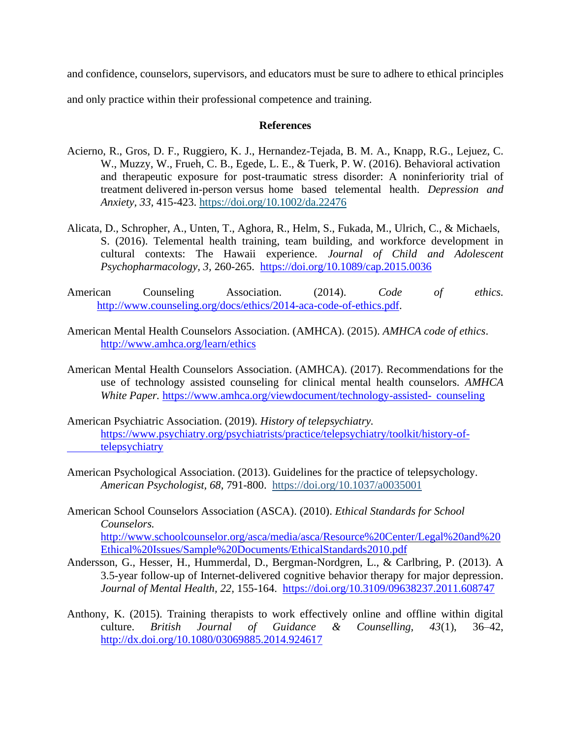and confidence, counselors, supervisors, and educators must be sure to adhere to ethical principles and only practice within their professional competence and training.

## References

Acierno, R., Gros, D. F., Ruggiero, K. J., Hernandez-Tejada, B. M. A., Knapp, R.G., Lejuez, C. W., Muzzy, W., Frueh, C. B., Egede, L. E., & Tuerk, P. W. (2016). Behavioral activation and therapeutic exposure for post-traumatic stress disorder: A noninferiority trial of treatment delivered in-person versus home based telemental health. *Depression and Anxiety, 33*, 415-423. https://doi.org/10.1002/da.22476

Alicata, D., Schropher, A., Unten, T., Aghora, R., Helm, S., Fukada, M., Ulrich, C., & Michaels, S. (2016). Telemental health training, team building, and workforce development in cultural contexts: The Hawaii experience. *Journal of Child and Adolescent Psychopharmacology, 3,* 260-265. https://doi.org/10.1089/cap.2015.0036

American Counseling Association. (2014). *Code of ethics.* http://www.counseling.org/docs/ethics/2014-aca-code-of-ethics.pdf.

American Mental Health Counselors Association. (AMHCA). (2015). *AMHCA code of ethics*. http://www.amhca.org/learn/ethics

American Mental Health Counselors Association. (AMHCA). (2017). Recommendations for the use of technology assisted counseling for clinical mental health counselors. *AMHCA White Paper.* https://www.amhca.org/viewdocument/technology-assisted- counseling

American Psychiatric Association. (2019). *History of telepsychiatry.* https://www.psychiatry.org/psychiatrists/practice/telepsychiatry/toolkit/history-of-telepsychiatry

American Psychological Association. (2013). Guidelines for the practice of telepsychology. *American Psychologist, 68*, 791-800. https://doi.org/10.1037/a0035001

American School Counselors Association (ASCA). (2010). *Ethical Standards for School Counselors.* http://www.schoolcounselor.org/asca/media/asca/Resource%20Center/Legal%20and%20Ethical%20Issues/Sample%20Documents/EthicalStandards2010.pdf

Andersson, G., Hesser, H., Hummerdal, D., Bergman-Nordgren, L., & Carlbring, P. (2013). A 3.5-year follow-up of Internet-delivered cognitive behavior therapy for major depression. *Journal of Mental Health, 22,* 155-164. https://doi.org/10.3109/09638237.2011.608747

Anthony, K. (2015). Training therapists to work effectively online and offline within digital culture. *British Journal of Guidance & Counselling, 43*(1), 36–42, http://dx.doi.org/10.1080/03069885.2014.924617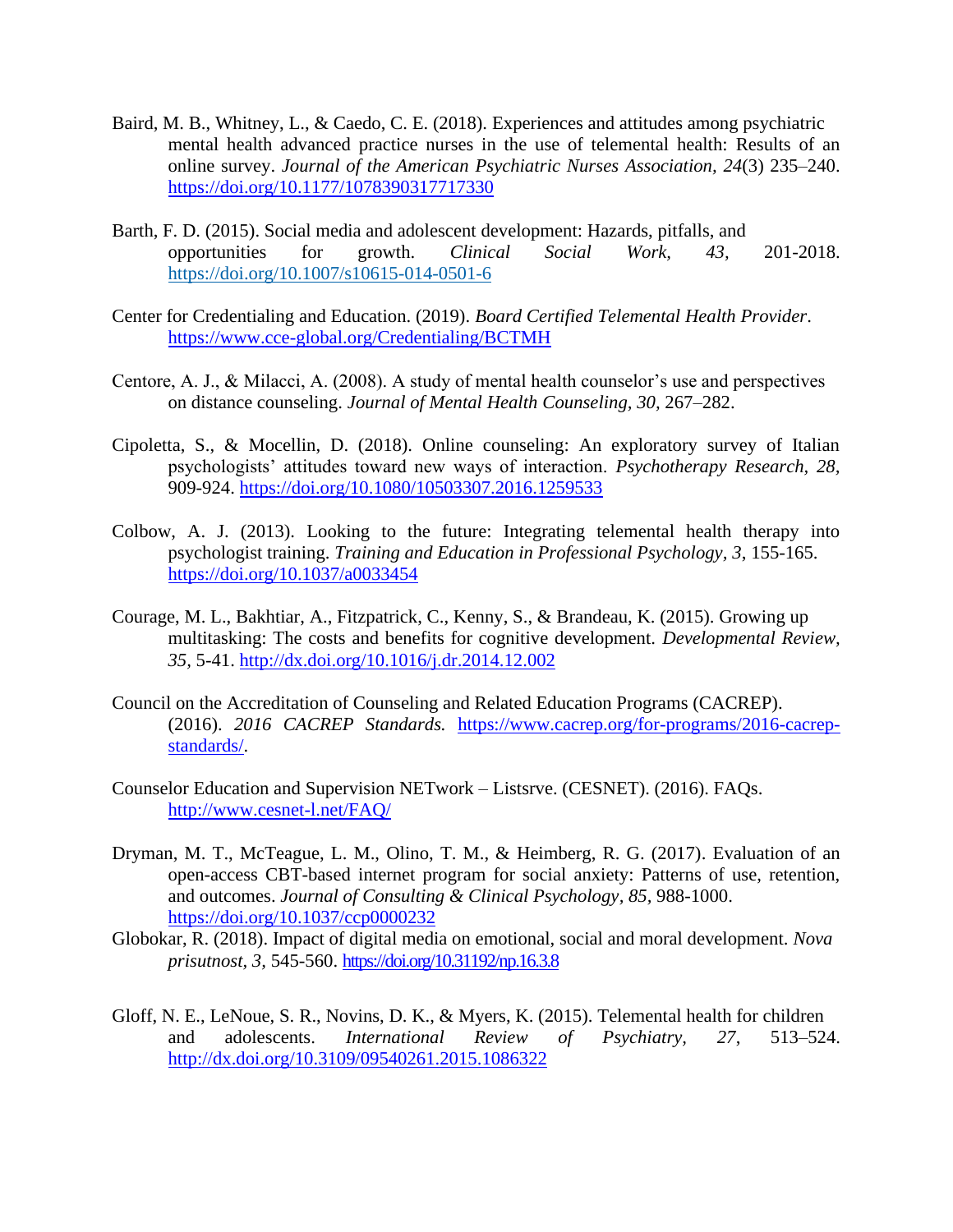Baird, M. B., Whitney, L., & Caedo, C. E. (2018). Experiences and attitudes among psychiatric mental health advanced practice nurses in the use of telemental health: Results of an online survey. *Journal of the American Psychiatric Nurses Association, 24*(3) 235–240. https://doi.org/10.1177/1078390317717330

Barth, F. D. (2015). Social media and adolescent development: Hazards, pitfalls, and opportunities for growth. *Clinical Social Work, 43,* 201-2018. https://doi.org/10.1007/s10615-014-0501-6

Center for Credentialing and Education. (2019). *Board Certified Telemental Health Provider*. https://www.cce-global.org/Credentialing/BCTMH

Centore, A. J., & Milacci, A. (2008). A study of mental health counselor's use and perspectives on distance counseling. *Journal of Mental Health Counseling, 30,* 267–282.

Cipoletta, S., & Mocellin, D. (2018). Online counseling: An exploratory survey of Italian psychologists' attitudes toward new ways of interaction. *Psychotherapy Research, 28*, 909-924. https://doi.org/10.1080/10503307.2016.1259533

Colbow, A. J. (2013). Looking to the future: Integrating telemental health therapy into psychologist training. *Training and Education in Professional Psychology, 3*, 155-165. https://doi.org/10.1037/a0033454

Courage, M. L., Bakhtiar, A., Fitzpatrick, C., Kenny, S., & Brandeau, K. (2015). Growing up multitasking: The costs and benefits for cognitive development. *Developmental Review, 35,* 5-41. http://dx.doi.org/10.1016/j.dr.2014.12.002

Council on the Accreditation of Counseling and Related Education Programs (CACREP). (2016). *2016 CACREP Standards.* https://www.cacrep.org/for-programs/2016-cacrep-standards/.

Counselor Education and Supervision NETwork – Listsrve. (CESNET). (2016). FAQs. http://www.cesnet-l.net/FAQ/

Dryman, M. T., McTeague, L. M., Olino, T. M., & Heimberg, R. G. (2017). Evaluation of an open-access CBT-based internet program for social anxiety: Patterns of use, retention, and outcomes. *Journal of Consulting & Clinical Psychology, 85,* 988-1000. https://doi.org/10.1037/ccp0000232

Globokar, R. (2018). Impact of digital media on emotional, social and moral development. *Nova prisutnost, 3,* 545-560. https://doi.org/10.31192/np.16.3.8

Gloff, N. E., LeNoue, S. R., Novins, D. K., & Myers, K. (2015). Telemental health for children and adolescents. *International Review of Psychiatry, 27*, 513–524. http://dx.doi.org/10.3109/09540261.2015.1086322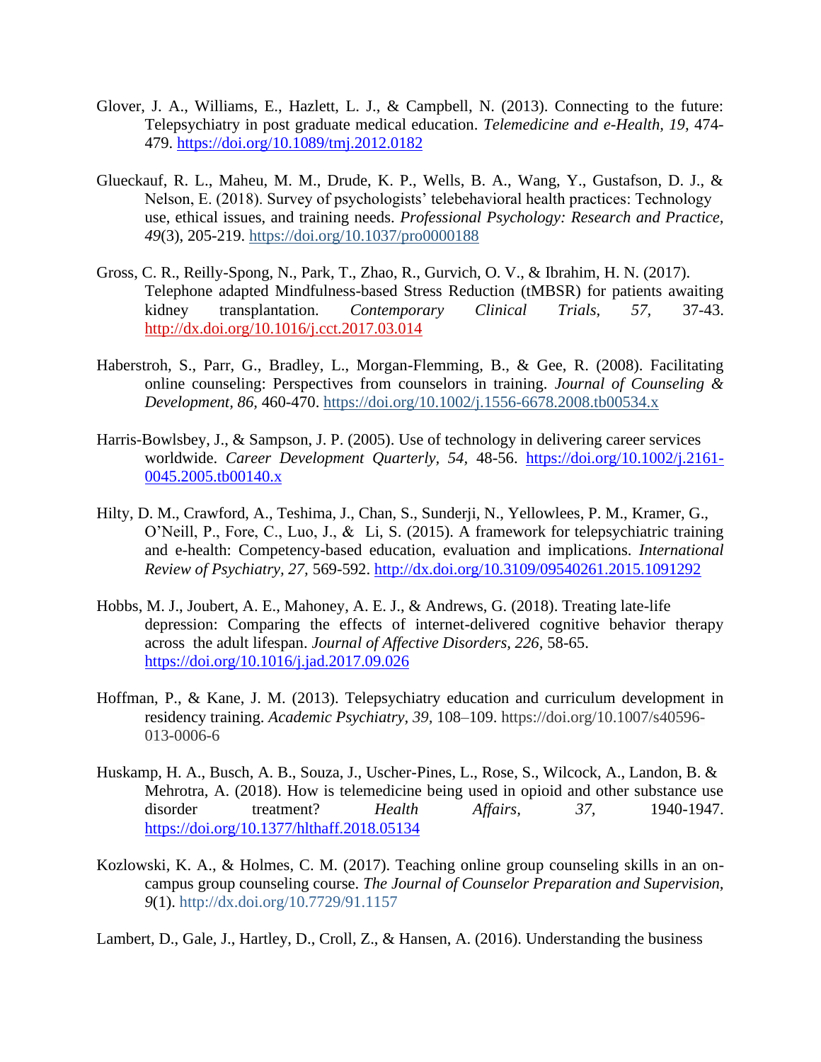Glover, J. A., Williams, E., Hazlett, L. J., & Campbell, N. (2013). Connecting to the future: Telepsychiatry in post graduate medical education. *Telemedicine and e-Health, 19,* 474-479. https://doi.org/10.1089/tmj.2012.0182

Glueckauf, R. L., Maheu, M. M., Drude, K. P., Wells, B. A., Wang, Y., Gustafson, D. J., & Nelson, E. (2018). Survey of psychologists' telebehavioral health practices: Technology use, ethical issues, and training needs. *Professional Psychology: Research and Practice, 49*(3), 205-219. https://doi.org/10.1037/pro0000188

Gross, C. R., Reilly-Spong, N., Park, T., Zhao, R., Gurvich, O. V., & Ibrahim, H. N. (2017). Telephone adapted Mindfulness-based Stress Reduction (tMBSR) for patients awaiting kidney transplantation. *Contemporary Clinical Trials, 57,* 37-43. http://dx.doi.org/10.1016/j.cct.2017.03.014

Haberstroh, S., Parr, G., Bradley, L., Morgan-Flemming, B., & Gee, R. (2008). Facilitating online counseling: Perspectives from counselors in training. *Journal of Counseling & Development, 86,* 460-470. https://doi.org/10.1002/j.1556-6678.2008.tb00534.x

Harris-Bowlsbey, J., & Sampson, J. P. (2005). Use of technology in delivering career services worldwide. *Career Development Quarterly, 54,* 48-56. https://doi.org/10.1002/j.2161-0045.2005.tb00140.x

Hilty, D. M., Crawford, A., Teshima, J., Chan, S., Sunderji, N., Yellowlees, P. M., Kramer, G., O'Neill, P., Fore, C., Luo, J., & Li, S. (2015). A framework for telepsychiatric training and e-health: Competency-based education, evaluation and implications. *International Review of Psychiatry, 27,* 569-592. http://dx.doi.org/10.3109/09540261.2015.1091292

Hobbs, M. J., Joubert, A. E., Mahoney, A. E. J., & Andrews, G. (2018). Treating late-life depression: Comparing the effects of internet-delivered cognitive behavior therapy across the adult lifespan. *Journal of Affective Disorders, 226,* 58-65. https://doi.org/10.1016/j.jad.2017.09.026

Hoffman, P., & Kane, J. M. (2013). Telepsychiatry education and curriculum development in residency training. *Academic Psychiatry, 39,* 108–109. https://doi.org/10.1007/s40596-013-0006-6

Huskamp, H. A., Busch, A. B., Souza, J., Uscher-Pines, L., Rose, S., Wilcock, A., Landon, B. & Mehrotra, A. (2018). How is telemedicine being used in opioid and other substance use disorder treatment? *Health Affairs, 37,* 1940-1947. https://doi.org/10.1377/hlthaff.2018.05134

Kozlowski, K. A., & Holmes, C. M. (2017). Teaching online group counseling skills in an on-campus group counseling course. *The Journal of Counselor Preparation and Supervision, 9*(1). http://dx.doi.org/10.7729/91.1157

Lambert, D., Gale, J., Hartley, D., Croll, Z., & Hansen, A. (2016). Understanding the business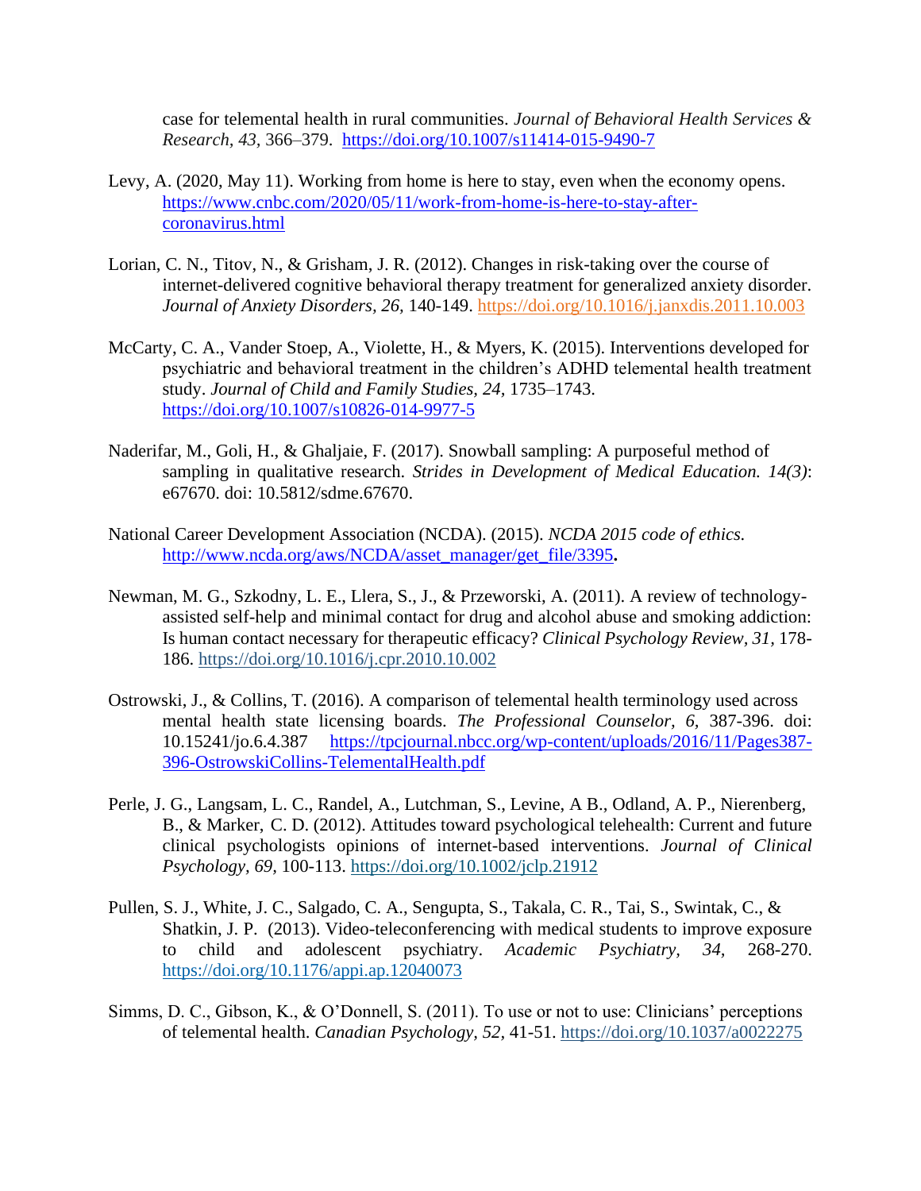case for telemental health in rural communities. *Journal of Behavioral Health Services & Research, 43,* 366–379. https://doi.org/10.1007/s11414-015-9490-7

Levy, A. (2020, May 11). Working from home is here to stay, even when the economy opens. https://www.cnbc.com/2020/05/11/work-from-home-is-here-to-stay-after-coronavirus.html

Lorian, C. N., Titov, N., & Grisham, J. R. (2012). Changes in risk-taking over the course of internet-delivered cognitive behavioral therapy treatment for generalized anxiety disorder. *Journal of Anxiety Disorders, 26,* 140-149. https://doi.org/10.1016/j.janxdis.2011.10.003

McCarty, C. A., Vander Stoep, A., Violette, H., & Myers, K. (2015). Interventions developed for psychiatric and behavioral treatment in the children's ADHD telemental health treatment study. *Journal of Child and Family Studies, 24,* 1735–1743. https://doi.org/10.1007/s10826-014-9977-5

Naderifar, M., Goli, H., & Ghaljaie, F. (2017). Snowball sampling: A purposeful method of sampling in qualitative research. *Strides in Development of Medical Education. 14(3)*: e67670. doi: 10.5812/sdme.67670.

National Career Development Association (NCDA). (2015). *NCDA 2015 code of ethics.* http://www.ncda.org/aws/NCDA/asset_manager/get_file/3395**.**

Newman, M. G., Szkodny, L. E., Llera, S., J., & Przeworski, A. (2011). A review of technology-assisted self-help and minimal contact for drug and alcohol abuse and smoking addiction: Is human contact necessary for therapeutic efficacy? *Clinical Psychology Review, 31,* 178-186. https://doi.org/10.1016/j.cpr.2010.10.002

Ostrowski, J., & Collins, T. (2016). A comparison of telemental health terminology used across mental health state licensing boards. *The Professional Counselor, 6,* 387-396. doi: 10.15241/jo.6.4.387 https://tpcjournal.nbcc.org/wp-content/uploads/2016/11/Pages387-396-OstrowskiCollins-TelementalHealth.pdf

Perle, J. G., Langsam, L. C., Randel, A., Lutchman, S., Levine, A B., Odland, A. P., Nierenberg, B., & Marker, C. D. (2012). Attitudes toward psychological telehealth: Current and future clinical psychologists opinions of internet-based interventions. *Journal of Clinical Psychology, 69,* 100-113. https://doi.org/10.1002/jclp.21912

Pullen, S. J., White, J. C., Salgado, C. A., Sengupta, S., Takala, C. R., Tai, S., Swintak, C., & Shatkin, J. P. (2013). Video-teleconferencing with medical students to improve exposure to child and adolescent psychiatry. *Academic Psychiatry, 34,* 268-270. https://doi.org/10.1176/appi.ap.12040073

Simms, D. C., Gibson, K., & O'Donnell, S. (2011). To use or not to use: Clinicians' perceptions of telemental health. *Canadian Psychology, 52,* 41-51. https://doi.org/10.1037/a0022275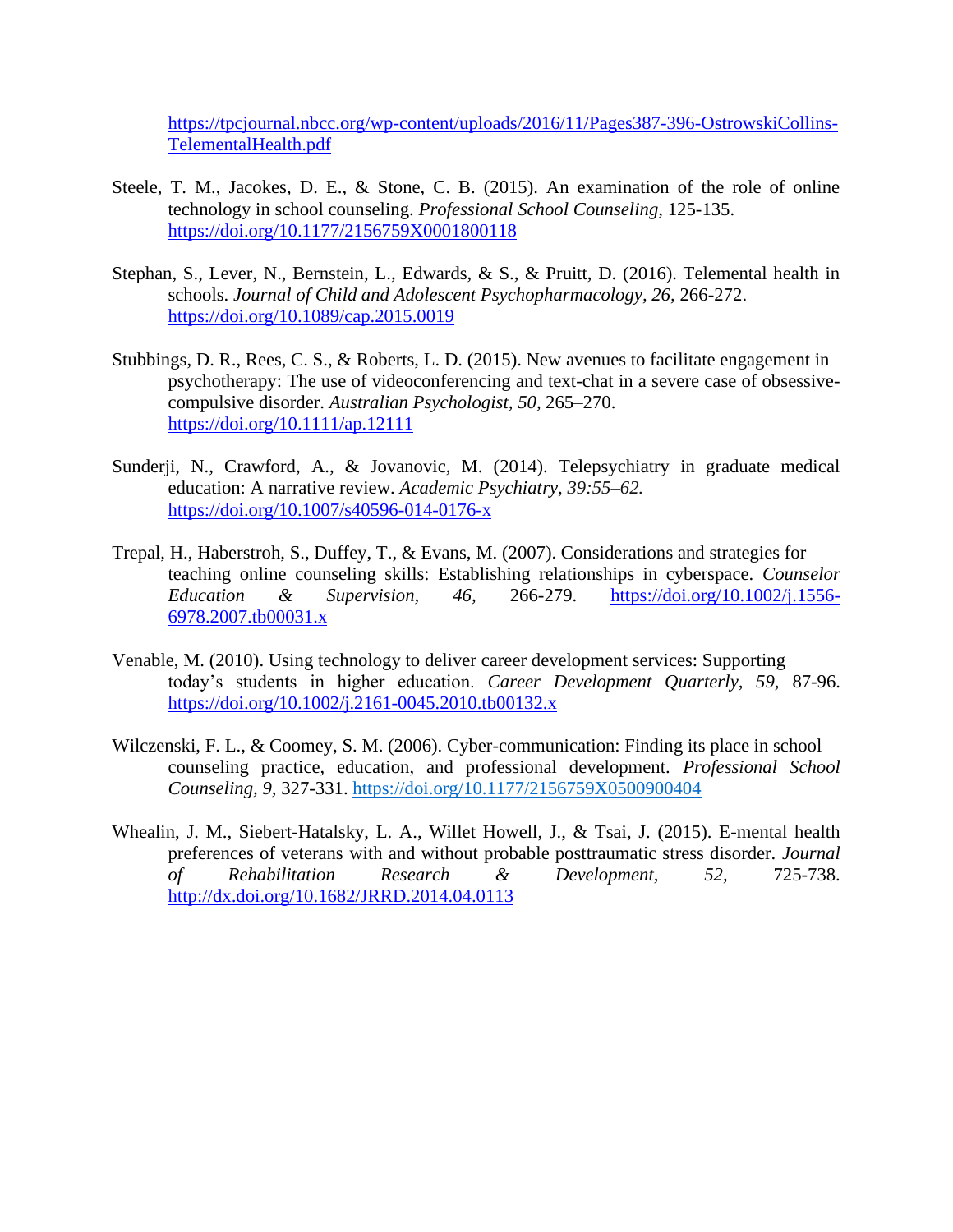https://tpcjournal.nbcc.org/wp-content/uploads/2016/11/Pages387-396-OstrowskiCollins-TelementalHealth.pdf

Steele, T. M., Jacokes, D. E., & Stone, C. B. (2015). An examination of the role of online technology in school counseling. *Professional School Counseling*, 125-135. https://doi.org/10.1177/2156759X0001800118

Stephan, S., Lever, N., Bernstein, L., Edwards, & S., & Pruitt, D. (2016). Telemental health in schools. *Journal of Child and Adolescent Psychopharmacology*, *26,* 266-272. https://doi.org/10.1089/cap.2015.0019

Stubbings, D. R., Rees, C. S., & Roberts, L. D. (2015). New avenues to facilitate engagement in psychotherapy: The use of videoconferencing and text-chat in a severe case of obsessive-compulsive disorder. *Australian Psychologist, 50,* 265–270. https://doi.org/10.1111/ap.12111

Sunderji, N., Crawford, A., & Jovanovic, M. (2014). Telepsychiatry in graduate medical education: A narrative review. *Academic Psychiatry, 39:55–62.* https://doi.org/10.1007/s40596-014-0176-x

Trepal, H., Haberstroh, S., Duffey, T., & Evans, M. (2007). Considerations and strategies for teaching online counseling skills: Establishing relationships in cyberspace. *Counselor Education & Supervision, 46,* 266-279. https://doi.org/10.1002/j.1556-6978.2007.tb00031.x

Venable, M. (2010). Using technology to deliver career development services: Supporting today's students in higher education. *Career Development Quarterly, 59,* 87-96. https://doi.org/10.1002/j.2161-0045.2010.tb00132.x

Wilczenski, F. L., & Coomey, S. M. (2006). Cyber-communication: Finding its place in school counseling practice, education, and professional development. *Professional School Counseling, 9*, 327-331. https://doi.org/10.1177/2156759X0500900404

Whealin, J. M., Siebert-Hatalsky, L. A., Willet Howell, J., & Tsai, J. (2015). E-mental health preferences of veterans with and without probable posttraumatic stress disorder. *Journal of Rehabilitation Research & Development, 52,* 725-738. http://dx.doi.org/10.1682/JRRD.2014.04.0113